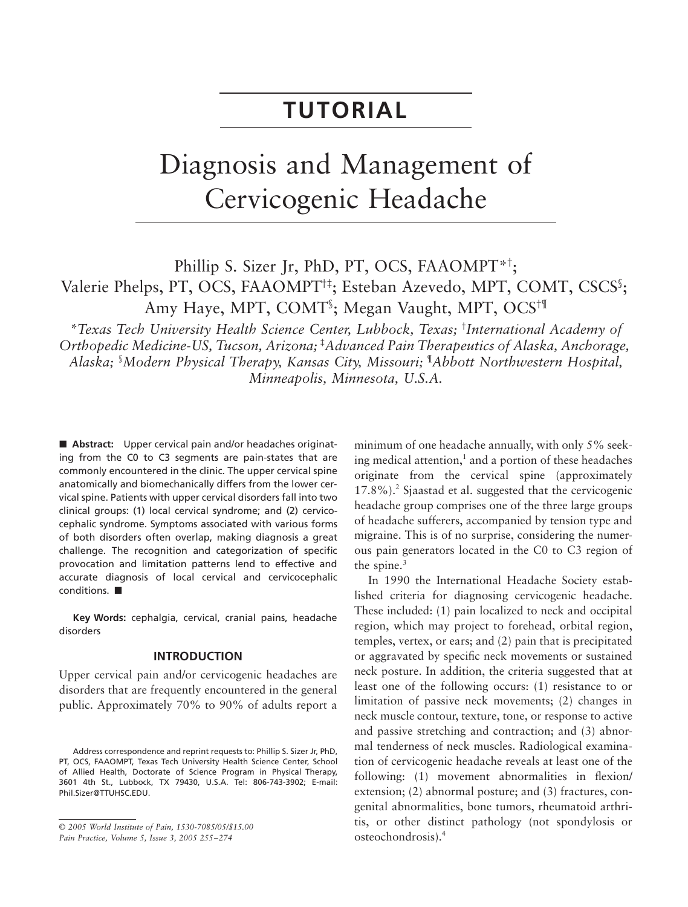# TUTORIAL

# Diagnosis and Management of Cervicogenic Headache

Phillip S. Sizer Jr, PhD, PT, OCS, FAAOMPT[*,†]; Valerie Phelps, PT, OCS, FAAOMPT[†,‡]; Esteban Azevedo, MPT, COMT, CSCS[§]; Amy Haye, MPT, COMT[§]; Megan Vaught, MPT, OCS[†,¶]

*[*]Texas Tech University Health Science Center, Lubbock, Texas; [†]International Academy of Orthopedic Medicine-US, Tucson, Arizona; [‡]Advanced Pain Therapeutics of Alaska, Anchorage, Alaska; [§]Modern Physical Therapy, Kansas City, Missouri; [¶]Abbott Northwestern Hospital, Minneapolis, Minnesota, U.S.A.*

■ **Abstract:** Upper cervical pain and/or headaches originating from the C0 to C3 segments are pain-states that are commonly encountered in the clinic. The upper cervical spine anatomically and biomechanically differs from the lower cervical spine. Patients with upper cervical disorders fall into two clinical groups: (1) local cervical syndrome; and (2) cervicocephalic syndrome. Symptoms associated with various forms of both disorders often overlap, making diagnosis a great challenge. The recognition and categorization of specific provocation and limitation patterns lend to effective and accurate diagnosis of local cervical and cervicocephalic conditions. ■

**Key Words:** cephalgia, cervical, cranial pains, headache disorders

## INTRODUCTION

Upper cervical pain and/or cervicogenic headaches are disorders that are frequently encountered in the general public. Approximately 70% to 90% of adults report a minimum of one headache annually, with only 5% seeking medical attention,[1] and a portion of these headaches originate from the cervical spine (approximately 17.8%).[2] Sjaastad et al. suggested that the cervicogenic headache group comprises one of the three large groups of headache sufferers, accompanied by tension type and migraine. This is of no surprise, considering the numerous pain generators located in the C0 to C3 region of the spine.[3]

In 1990 the International Headache Society established criteria for diagnosing cervicogenic headache. These included: (1) pain localized to neck and occipital region, which may project to forehead, orbital region, temples, vertex, or ears; and (2) pain that is precipitated or aggravated by specific neck movements or sustained neck posture. In addition, the criteria suggested that at least one of the following occurs: (1) resistance to or limitation of passive neck movements; (2) changes in neck muscle contour, texture, tone, or response to active and passive stretching and contraction; and (3) abnormal tenderness of neck muscles. Radiological examination of cervicogenic headache reveals at least one of the following: (1) movement abnormalities in flexion/extension; (2) abnormal posture; and (3) fractures, congenital abnormalities, bone tumors, rheumatoid arthritis, or other distinct pathology (not spondylosis or osteochondrosis).[4]

Address correspondence and reprint requests to: Phillip S. Sizer Jr, PhD, PT, OCS, FAAOMPT, Texas Tech University Health Science Center, School of Allied Health, Doctorate of Science Program in Physical Therapy, 3601 4th St., Lubbock, TX 79430, U.S.A. Tel: 806-743-3902; E-mail: Phil.Sizer@TTUHSC.EDU.

*© 2005 World Institute of Pain, 1530-7085/05/$15.00*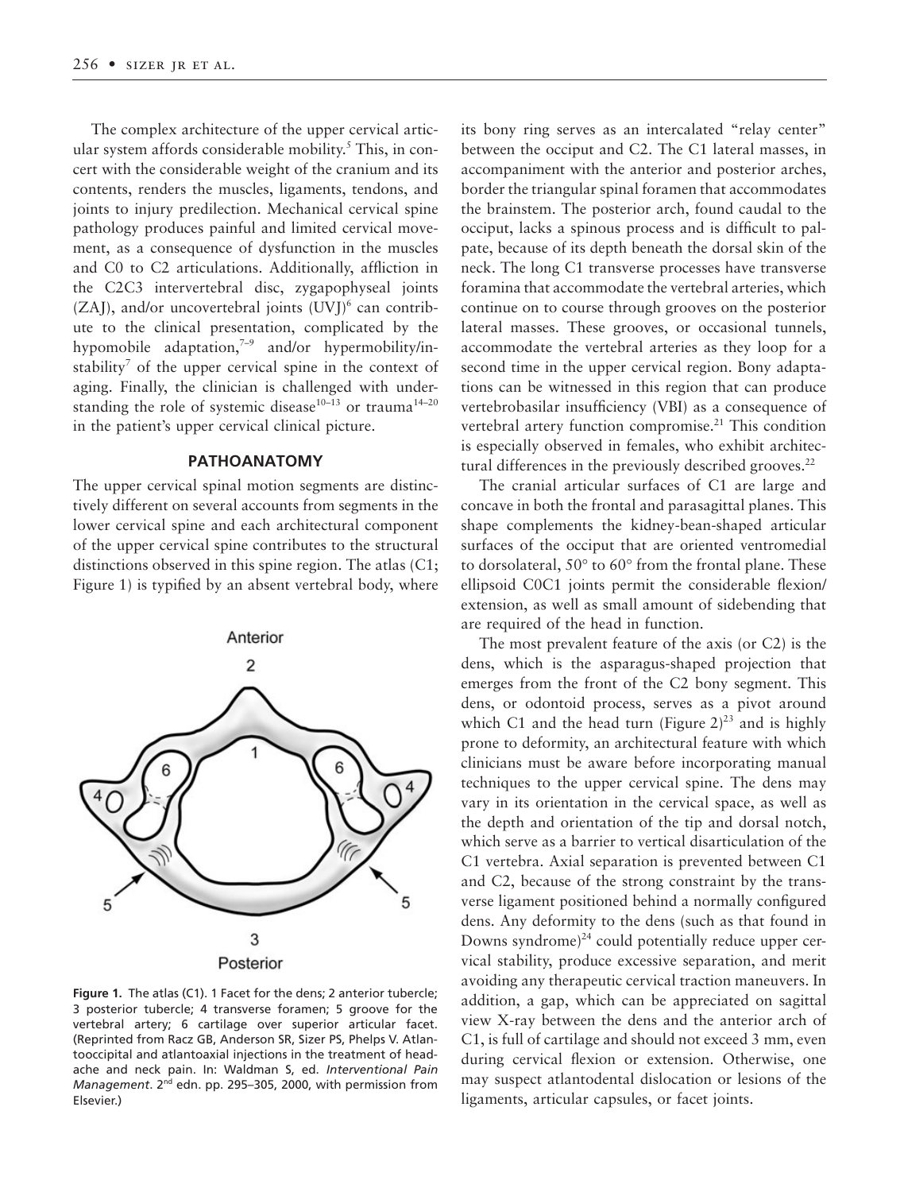The complex architecture of the upper cervical articular system affords considerable mobility.[5] This, in concert with the considerable weight of the cranium and its contents, renders the muscles, ligaments, tendons, and joints to injury predilection. Mechanical cervical spine pathology produces painful and limited cervical movement, as a consequence of dysfunction in the muscles and C0 to C2 articulations. Additionally, affliction in the C2C3 intervertebral disc, zygapophyseal joints (ZAJ), and/or uncovertebral joints (UVJ)[6] can contribute to the clinical presentation, complicated by the hypomobile adaptation,[7–9] and/or hypermobility/instability[7] of the upper cervical spine in the context of aging. Finally, the clinician is challenged with understanding the role of systemic disease[10–13] or trauma[14–20] in the patient's upper cervical clinical picture.

## PATHOANATOMY

The upper cervical spinal motion segments are distinctively different on several accounts from segments in the lower cervical spine and each architectural component of the upper cervical spine contributes to the structural distinctions observed in this spine region. The atlas (C1; Figure 1) is typified by an absent vertebral body, where its bony ring serves as an intercalated "relay center" between the occiput and C2. The C1 lateral masses, in accompaniment with the anterior and posterior arches, border the triangular spinal foramen that accommodates the brainstem. The posterior arch, found caudal to the occiput, lacks a spinous process and is difficult to palpate, because of its depth beneath the dorsal skin of the neck. The long C1 transverse processes have transverse foramina that accommodate the vertebral arteries, which continue on to course through grooves on the posterior lateral masses. These grooves, or occasional tunnels, accommodate the vertebral arteries as they loop for a second time in the upper cervical region. Bony adaptations can be witnessed in this region that can produce vertebrobasilar insufficiency (VBI) as a consequence of vertebral artery function compromise.[21] This condition is especially observed in females, who exhibit architectural differences in the previously described grooves.[22]

**Figure 1.** The atlas (C1). 1 Facet for the dens; 2 anterior tubercle; 3 posterior tubercle; 4 transverse foramen; 5 groove for the vertebral artery; 6 cartilage over superior articular facet. (Reprinted from Racz GB, Anderson SR, Sizer PS, Phelps V. Atlantooccipital and atlantoaxial injections in the treatment of headache and neck pain. In: Waldman S, ed. *Interventional Pain Management*. 2[nd] edn. pp. 295–305, 2000, with permission from Elsevier.)

The cranial articular surfaces of C1 are large and concave in both the frontal and parasagittal planes. This shape complements the kidney-bean-shaped articular surfaces of the occiput that are oriented ventromedial to dorsolateral, 50° to 60° from the frontal plane. These ellipsoid C0C1 joints permit the considerable flexion/extension, as well as small amount of sidebending that are required of the head in function.

The most prevalent feature of the axis (or C2) is the dens, which is the asparagus-shaped projection that emerges from the front of the C2 bony segment. This dens, or odontoid process, serves as a pivot around which C1 and the head turn (Figure 2)[23] and is highly prone to deformity, an architectural feature with which clinicians must be aware before incorporating manual techniques to the upper cervical spine. The dens may vary in its orientation in the cervical space, as well as the depth and orientation of the tip and dorsal notch, which serve as a barrier to vertical disarticulation of the C1 vertebra. Axial separation is prevented between C1 and C2, because of the strong constraint by the transverse ligament positioned behind a normally configured dens. Any deformity to the dens (such as that found in Downs syndrome)[24] could potentially reduce upper cervical stability, produce excessive separation, and merit avoiding any therapeutic cervical traction maneuvers. In addition, a gap, which can be appreciated on sagittal view X-ray between the dens and the anterior arch of C1, is full of cartilage and should not exceed 3 mm, even during cervical flexion or extension. Otherwise, one may suspect atlantodental dislocation or lesions of the ligaments, articular capsules, or facet joints.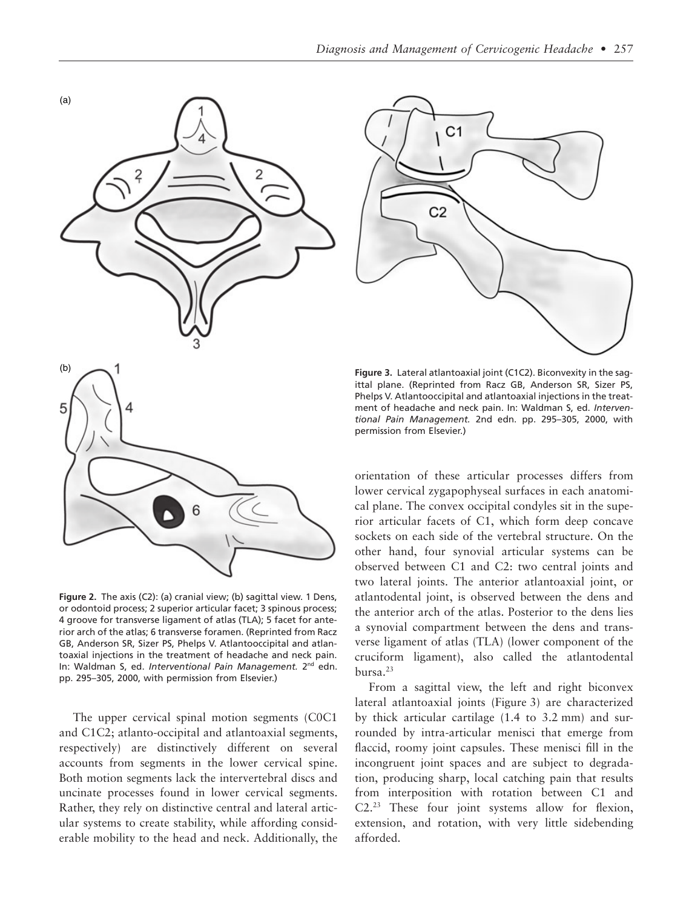**Figure 2.** The axis (C2): (a) cranial view; (b) sagittal view. 1 Dens, or odontoid process; 2 superior articular facet; 3 spinous process; 4 groove for transverse ligament of atlas (TLA); 5 facet for anterior arch of the atlas; 6 transverse foramen. (Reprinted from Racz GB, Anderson SR, Sizer PS, Phelps V. Atlantooccipital and atlantoaxial injections in the treatment of headache and neck pain. In: Waldman S, ed. *Interventional Pain Management.* 2nd edn. pp. 295–305, 2000, with permission from Elsevier.)

**Figure 3.** Lateral atlantoaxial joint (C1C2). Biconvexity in the sagittal plane. (Reprinted from Racz GB, Anderson SR, Sizer PS, Phelps V. Atlantooccipital and atlantoaxial injections in the treatment of headache and neck pain. In: Waldman S, ed. *Interventional Pain Management.* 2nd edn. pp. 295–305, 2000, with permission from Elsevier.)

The upper cervical spinal motion segments (C0C1 and C1C2; atlanto-occipital and atlantoaxial segments, respectively) are distinctively different on several accounts from segments in the lower cervical spine. Both motion segments lack the intervertebral discs and uncinate processes found in lower cervical segments. Rather, they rely on distinctive central and lateral articular systems to create stability, while affording considerable mobility to the head and neck. Additionally, the orientation of these articular processes differs from lower cervical zygapophyseal surfaces in each anatomical plane. The convex occipital condyles sit in the superior articular facets of C1, which form deep concave sockets on each side of the vertebral structure. On the other hand, four synovial articular systems can be observed between C1 and C2: two central joints and two lateral joints. The anterior atlantoaxial joint, or atlantodental joint, is observed between the dens and the anterior arch of the atlas. Posterior to the dens lies a synovial compartment between the dens and transverse ligament of atlas (TLA) (lower component of the cruciform ligament), also called the atlantodental bursa.[23]

From a sagittal view, the left and right biconvex lateral atlantoaxial joints (Figure 3) are characterized by thick articular cartilage (1.4 to 3.2 mm) and surrounded by intra-articular menisci that emerge from flaccid, roomy joint capsules. These menisci fill in the incongruent joint spaces and are subject to degradation, producing sharp, local catching pain that results from interposition with rotation between C1 and C2.[23] These four joint systems allow for flexion, extension, and rotation, with very little sidebending afforded.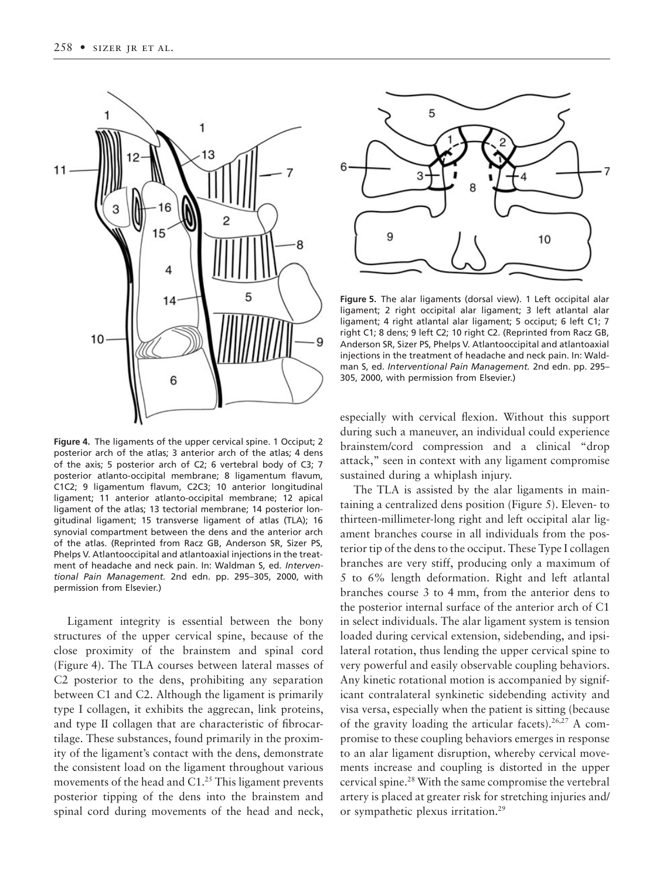Figure 4. The ligaments of the upper cervical spine. 1 Occiput; 2 posterior arch of the atlas; 3 anterior arch of the atlas; 4 dens of the axis; 5 posterior arch of C2; 6 vertebral body of C3; 7 posterior atlanto-occipital membrane; 8 ligamentum flavum, C1C2; 9 ligamentum flavum, C2C3; 10 anterior longitudinal ligament; 11 anterior atlanto-occipital membrane; 12 apical ligament of the atlas; 13 tectorial membrane; 14 posterior longitudinal ligament; 15 transverse ligament of atlas (TLA); 16 synovial compartment between the dens and the anterior arch of the atlas. (Reprinted from Racz GB, Anderson SR, Sizer PS, Phelps V. Atlantooccipital and atlantoaxial injections in the treatment of headache and neck pain. In: Waldman S, ed. *Interventional Pain Management.* 2nd edn. pp. 295–305, 2000, with permission from Elsevier.)

Figure 5. The alar ligaments (dorsal view). 1 Left occipital alar ligament; 2 right occipital alar ligament; 3 left atlantal alar ligament; 4 right atlantal alar ligament; 5 occiput; 6 left C1; 7 right C1; 8 dens; 9 left C2; 10 right C2. (Reprinted from Racz GB, Anderson SR, Sizer PS, Phelps V. Atlantooccipital and atlantoaxial injections in the treatment of headache and neck pain. In: Waldman S, ed. *Interventional Pain Management.* 2nd edn. pp. 295–305, 2000, with permission from Elsevier.)

Ligament integrity is essential between the bony structures of the upper cervical spine, because of the close proximity of the brainstem and spinal cord (Figure 4). The TLA courses between lateral masses of C2 posterior to the dens, prohibiting any separation between C1 and C2. Although the ligament is primarily type I collagen, it exhibits the aggrecan, link proteins, and type II collagen that are characteristic of fibrocartilage. These substances, found primarily in the proximity of the ligament's contact with the dens, demonstrate the consistent load on the ligament throughout various movements of the head and C1.[25] This ligament prevents posterior tipping of the dens into the brainstem and spinal cord during movements of the head and neck, especially with cervical flexion. Without this support during such a maneuver, an individual could experience brainstem/cord compression and a clinical "drop attack," seen in context with any ligament compromise sustained during a whiplash injury.

The TLA is assisted by the alar ligaments in maintaining a centralized dens position (Figure 5). Eleven- to thirteen-millimeter-long right and left occipital alar ligament branches course in all individuals from the posterior tip of the dens to the occiput. These Type I collagen branches are very stiff, producing only a maximum of 5 to 6% length deformation. Right and left atlantal branches course 3 to 4 mm, from the anterior dens to the posterior internal surface of the anterior arch of C1 in select individuals. The alar ligament system is tension loaded during cervical extension, sidebending, and ipsilateral rotation, thus lending the upper cervical spine to very powerful and easily observable coupling behaviors. Any kinetic rotational motion is accompanied by significant contralateral synkinetic sidebending activity and visa versa, especially when the patient is sitting (because of the gravity loading the articular facets).[26,27] A compromise to these coupling behaviors emerges in response to an alar ligament disruption, whereby cervical movements increase and coupling is distorted in the upper cervical spine.[28] With the same compromise the vertebral artery is placed at greater risk for stretching injuries and/or sympathetic plexus irritation.[29]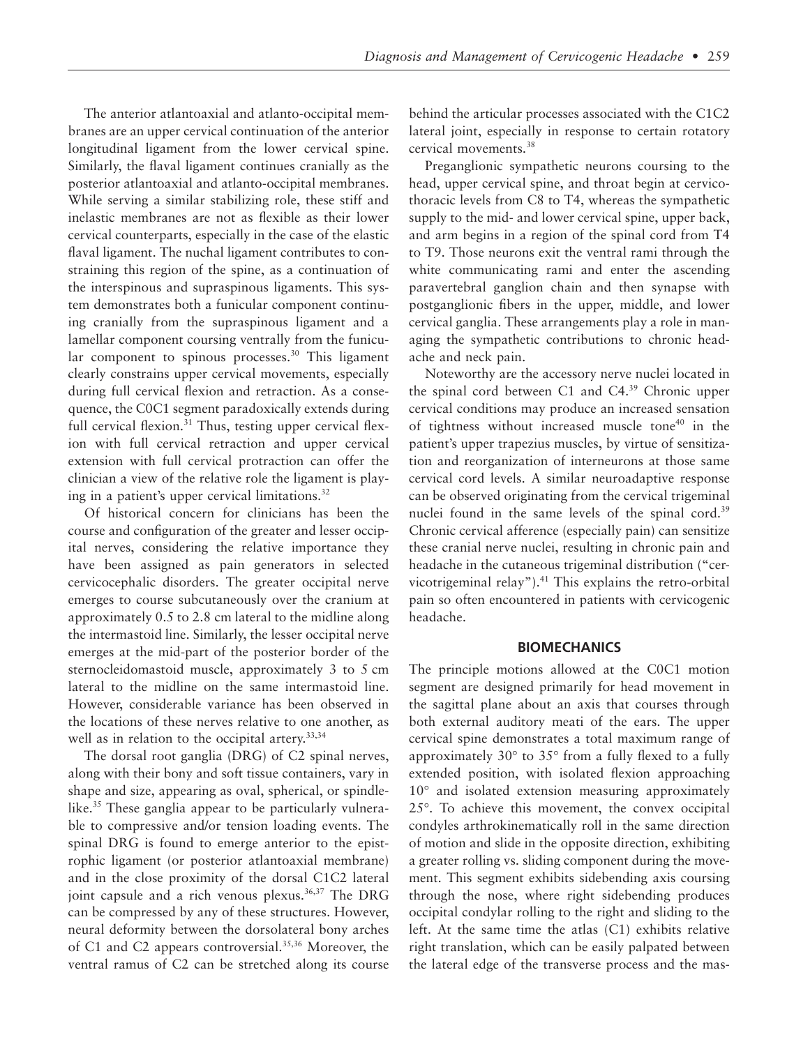The anterior atlantoaxial and atlanto-occipital membranes are an upper cervical continuation of the anterior longitudinal ligament from the lower cervical spine. Similarly, the flaval ligament continues cranially as the posterior atlantoaxial and atlanto-occipital membranes. While serving a similar stabilizing role, these stiff and inelastic membranes are not as flexible as their lower cervical counterparts, especially in the case of the elastic flaval ligament. The nuchal ligament contributes to constraining this region of the spine, as a continuation of the interspinous and supraspinous ligaments. This system demonstrates both a funicular component continuing cranially from the supraspinous ligament and a lamellar component coursing ventrally from the funicular component to spinous processes.[30] This ligament clearly constrains upper cervical movements, especially during full cervical flexion and retraction. As a consequence, the C0C1 segment paradoxically extends during full cervical flexion.[31] Thus, testing upper cervical flexion with full cervical retraction and upper cervical extension with full cervical protraction can offer the clinician a view of the relative role the ligament is playing in a patient's upper cervical limitations.[32]

Of historical concern for clinicians has been the course and configuration of the greater and lesser occipital nerves, considering the relative importance they have been assigned as pain generators in selected cervicocephalic disorders. The greater occipital nerve emerges to course subcutaneously over the cranium at approximately 0.5 to 2.8 cm lateral to the midline along the intermastoid line. Similarly, the lesser occipital nerve emerges at the mid-part of the posterior border of the sternocleidomastoid muscle, approximately 3 to 5 cm lateral to the midline on the same intermastoid line. However, considerable variance has been observed in the locations of these nerves relative to one another, as well as in relation to the occipital artery.[33,34]

The dorsal root ganglia (DRG) of C2 spinal nerves, along with their bony and soft tissue containers, vary in shape and size, appearing as oval, spherical, or spindle-like.[35] These ganglia appear to be particularly vulnerable to compressive and/or tension loading events. The spinal DRG is found to emerge anterior to the epistrophic ligament (or posterior atlantoaxial membrane) and in the close proximity of the dorsal C1C2 lateral joint capsule and a rich venous plexus.[36,37] The DRG can be compressed by any of these structures. However, neural deformity between the dorsolateral bony arches of C1 and C2 appears controversial.[35,36] Moreover, the ventral ramus of C2 can be stretched along its course behind the articular processes associated with the C1C2 lateral joint, especially in response to certain rotatory cervical movements.[38]

Preganglionic sympathetic neurons coursing to the head, upper cervical spine, and throat begin at cervicothoracic levels from C8 to T4, whereas the sympathetic supply to the mid- and lower cervical spine, upper back, and arm begins in a region of the spinal cord from T4 to T9. Those neurons exit the ventral rami through the white communicating rami and enter the ascending paravertebral ganglion chain and then synapse with postganglionic fibers in the upper, middle, and lower cervical ganglia. These arrangements play a role in managing the sympathetic contributions to chronic headache and neck pain.

Noteworthy are the accessory nerve nuclei located in the spinal cord between C1 and C4.[39] Chronic upper cervical conditions may produce an increased sensation of tightness without increased muscle tone[40] in the patient's upper trapezius muscles, by virtue of sensitization and reorganization of interneurons at those same cervical cord levels. A similar neuroadaptive response can be observed originating from the cervical trigeminal nuclei found in the same levels of the spinal cord.[39] Chronic cervical afference (especially pain) can sensitize these cranial nerve nuclei, resulting in chronic pain and headache in the cutaneous trigeminal distribution ("cervicotrigeminal relay").[41] This explains the retro-orbital pain so often encountered in patients with cervicogenic headache.

## BIOMECHANICS

The principle motions allowed at the C0C1 motion segment are designed primarily for head movement in the sagittal plane about an axis that courses through both external auditory meati of the ears. The upper cervical spine demonstrates a total maximum range of approximately 30° to 35° from a fully flexed to a fully extended position, with isolated flexion approaching 10° and isolated extension measuring approximately 25°. To achieve this movement, the convex occipital condyles arthrokinematically roll in the same direction of motion and slide in the opposite direction, exhibiting a greater rolling vs. sliding component during the movement. This segment exhibits sidebending axis coursing through the nose, where right sidebending produces occipital condylar rolling to the right and sliding to the left. At the same time the atlas (C1) exhibits relative right translation, which can be easily palpated between the lateral edge of the transverse process and the mas-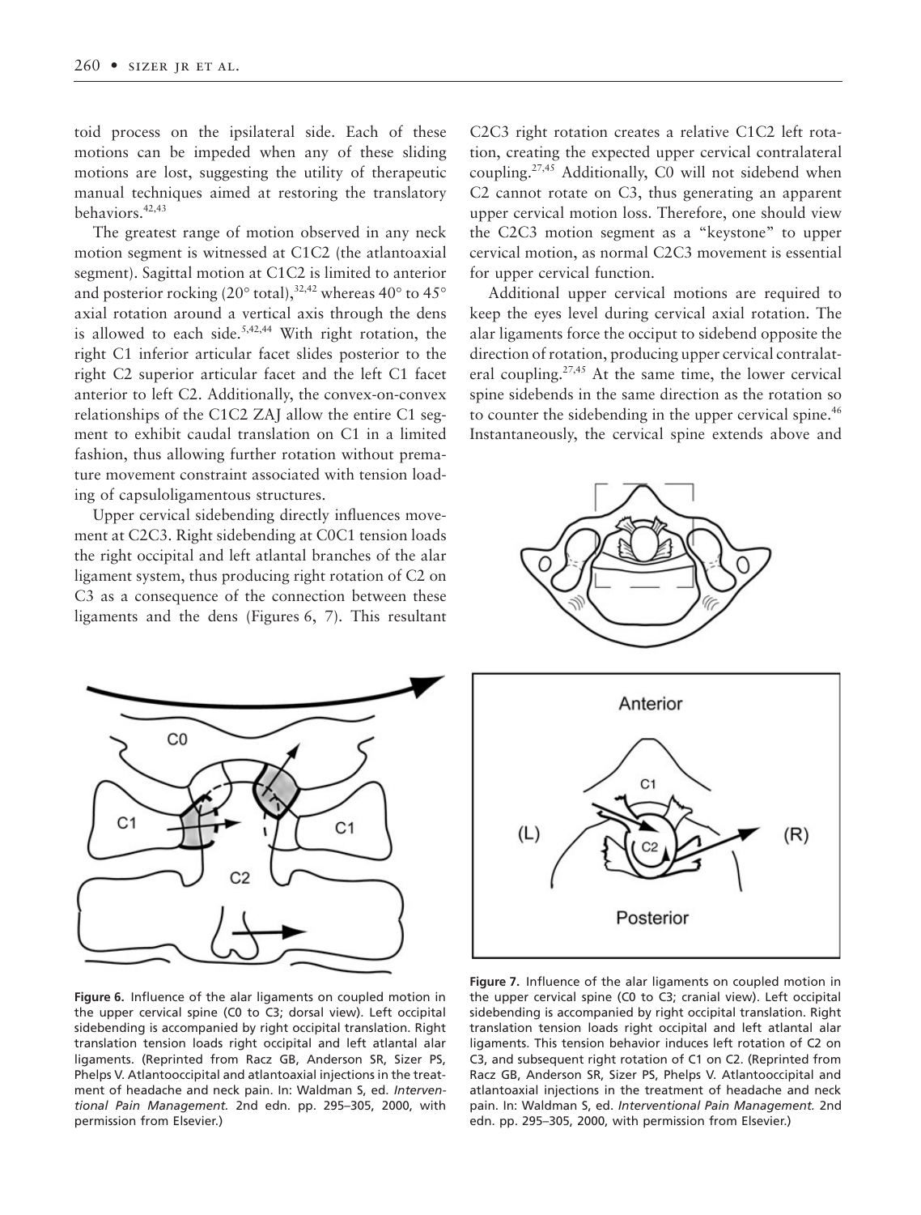toid process on the ipsilateral side. Each of these motions can be impeded when any of these sliding motions are lost, suggesting the utility of therapeutic manual techniques aimed at restoring the translatory behaviors.[42,43]

The greatest range of motion observed in any neck motion segment is witnessed at C1C2 (the atlantoaxial segment). Sagittal motion at C1C2 is limited to anterior and posterior rocking (20° total),[32,42] whereas 40° to 45° axial rotation around a vertical axis through the dens is allowed to each side.[5,42,44] With right rotation, the right C1 inferior articular facet slides posterior to the right C2 superior articular facet and the left C1 facet anterior to left C2. Additionally, the convex-on-convex relationships of the C1C2 ZAJ allow the entire C1 segment to exhibit caudal translation on C1 in a limited fashion, thus allowing further rotation without premature movement constraint associated with tension loading of capsuloligamentous structures.

Upper cervical sidebending directly influences movement at C2C3. Right sidebending at C0C1 tension loads the right occipital and left atlantal branches of the alar ligament system, thus producing right rotation of C2 on C3 as a consequence of the connection between these ligaments and the dens (Figures 6, 7). This resultant C2C3 right rotation creates a relative C1C2 left rotation, creating the expected upper cervical contralateral coupling.[27,45] Additionally, C0 will not sidebend when C2 cannot rotate on C3, thus generating an apparent upper cervical motion loss. Therefore, one should view the C2C3 motion segment as a "keystone" to upper cervical motion, as normal C2C3 movement is essential for upper cervical function.

Additional upper cervical motions are required to keep the eyes level during cervical axial rotation. The alar ligaments force the occiput to sidebend opposite the direction of rotation, producing upper cervical contralateral coupling.[27,45] At the same time, the lower cervical spine sidebends in the same direction as the rotation so to counter the sidebending in the upper cervical spine.[46] Instantaneously, the cervical spine extends above and

**Figure 6.** Influence of the alar ligaments on coupled motion in the upper cervical spine (C0 to C3; dorsal view). Left occipital sidebending is accompanied by right occipital translation. Right translation tension loads right occipital and left atlantal alar ligaments. (Reprinted from Racz GB, Anderson SR, Sizer PS, Phelps V. Atlantooccipital and atlantoaxial injections in the treatment of headache and neck pain. In: Waldman S, ed. *Interventional Pain Management.* 2nd edn. pp. 295–305, 2000, with permission from Elsevier.)

**Figure 7.** Influence of the alar ligaments on coupled motion in the upper cervical spine (C0 to C3; cranial view). Left occipital sidebending is accompanied by right occipital translation. Right translation tension loads right occipital and left atlantal alar ligaments. This tension behavior induces left rotation of C2 on C3, and subsequent right rotation of C1 on C2. (Reprinted from Racz GB, Anderson SR, Sizer PS, Phelps V. Atlantooccipital and atlantoaxial injections in the treatment of headache and neck pain. In: Waldman S, ed. *Interventional Pain Management.* 2nd edn. pp. 295–305, 2000, with permission from Elsevier.)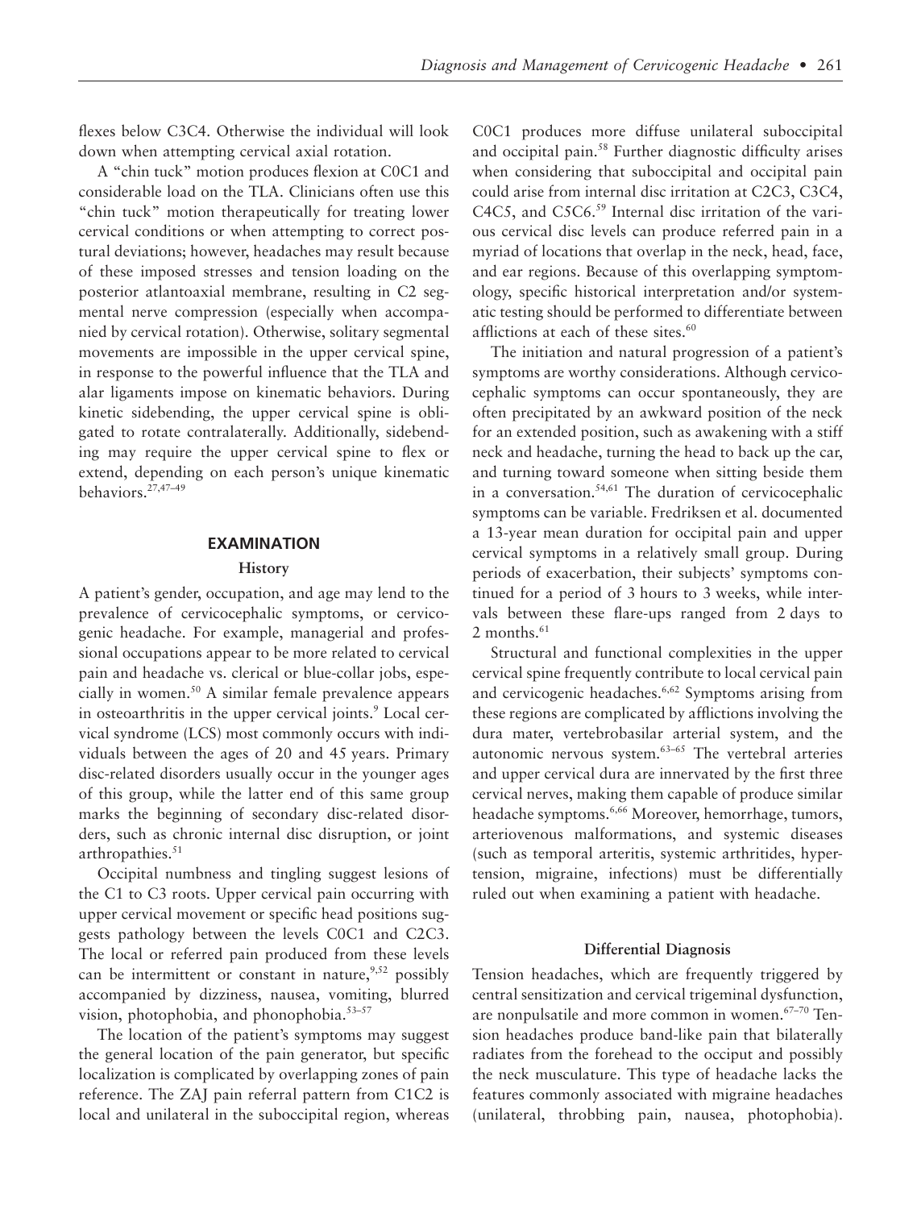flexes below C3C4. Otherwise the individual will look down when attempting cervical axial rotation.

A "chin tuck" motion produces flexion at C0C1 and considerable load on the TLA. Clinicians often use this "chin tuck" motion therapeutically for treating lower cervical conditions or when attempting to correct postural deviations; however, headaches may result because of these imposed stresses and tension loading on the posterior atlantoaxial membrane, resulting in C2 segmental nerve compression (especially when accompanied by cervical rotation). Otherwise, solitary segmental movements are impossible in the upper cervical spine, in response to the powerful influence that the TLA and alar ligaments impose on kinematic behaviors. During kinetic sidebending, the upper cervical spine is obligated to rotate contralaterally. Additionally, sidebending may require the upper cervical spine to flex or extend, depending on each person's unique kinematic behaviors.[27,47–49]

## EXAMINATION

### History

A patient's gender, occupation, and age may lend to the prevalence of cervicocephalic symptoms, or cervicogenic headache. For example, managerial and professional occupations appear to be more related to cervical pain and headache vs. clerical or blue-collar jobs, especially in women.[50] A similar female prevalence appears in osteoarthritis in the upper cervical joints.[9] Local cervical syndrome (LCS) most commonly occurs with individuals between the ages of 20 and 45 years. Primary disc-related disorders usually occur in the younger ages of this group, while the latter end of this same group marks the beginning of secondary disc-related disorders, such as chronic internal disc disruption, or joint arthropathies.[51]

Occipital numbness and tingling suggest lesions of the C1 to C3 roots. Upper cervical pain occurring with upper cervical movement or specific head positions suggests pathology between the levels C0C1 and C2C3. The local or referred pain produced from these levels can be intermittent or constant in nature,[9,52] possibly accompanied by dizziness, nausea, vomiting, blurred vision, photophobia, and phonophobia.[53–57]

The location of the patient's symptoms may suggest the general location of the pain generator, but specific localization is complicated by overlapping zones of pain reference. The ZAJ pain referral pattern from C1C2 is local and unilateral in the suboccipital region, whereas C0C1 produces more diffuse unilateral suboccipital and occipital pain.[58] Further diagnostic difficulty arises when considering that suboccipital and occipital pain could arise from internal disc irritation at C2C3, C3C4, C4C5, and C5C6.[59] Internal disc irritation of the various cervical disc levels can produce referred pain in a myriad of locations that overlap in the neck, head, face, and ear regions. Because of this overlapping symptomology, specific historical interpretation and/or systematic testing should be performed to differentiate between afflictions at each of these sites.[60]

The initiation and natural progression of a patient's symptoms are worthy considerations. Although cervicocephalic symptoms can occur spontaneously, they are often precipitated by an awkward position of the neck for an extended position, such as awakening with a stiff neck and headache, turning the head to back up the car, and turning toward someone when sitting beside them in a conversation.[54,61] The duration of cervicocephalic symptoms can be variable. Fredriksen et al. documented a 13-year mean duration for occipital pain and upper cervical symptoms in a relatively small group. During periods of exacerbation, their subjects' symptoms continued for a period of 3 hours to 3 weeks, while intervals between these flare-ups ranged from 2 days to 2 months.[61]

Structural and functional complexities in the upper cervical spine frequently contribute to local cervical pain and cervicogenic headaches.[6,62] Symptoms arising from these regions are complicated by afflictions involving the dura mater, vertebrobasilar arterial system, and the autonomic nervous system.[63–65] The vertebral arteries and upper cervical dura are innervated by the first three cervical nerves, making them capable of produce similar headache symptoms.[6,66] Moreover, hemorrhage, tumors, arteriovenous malformations, and systemic diseases (such as temporal arteritis, systemic arthritides, hypertension, migraine, infections) must be differentially ruled out when examining a patient with headache.

### Differential Diagnosis

Tension headaches, which are frequently triggered by central sensitization and cervical trigeminal dysfunction, are nonpulsatile and more common in women.[67–70] Tension headaches produce band-like pain that bilaterally radiates from the forehead to the occiput and possibly the neck musculature. This type of headache lacks the features commonly associated with migraine headaches (unilateral, throbbing pain, nausea, photophobia).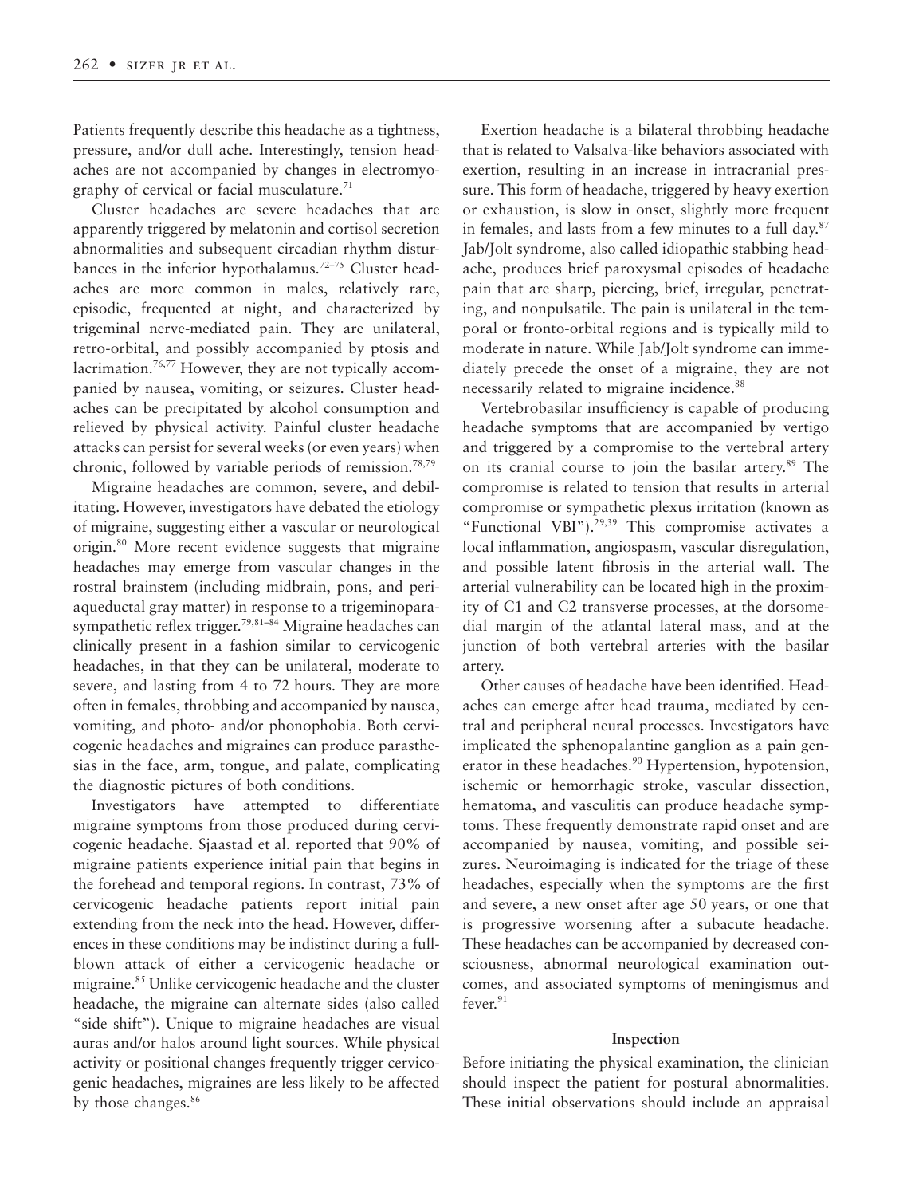Patients frequently describe this headache as a tightness, pressure, and/or dull ache. Interestingly, tension headaches are not accompanied by changes in electromyography of cervical or facial musculature.[71]

Cluster headaches are severe headaches that are apparently triggered by melatonin and cortisol secretion abnormalities and subsequent circadian rhythm disturbances in the inferior hypothalamus.[72–75] Cluster headaches are more common in males, relatively rare, episodic, frequented at night, and characterized by trigeminal nerve-mediated pain. They are unilateral, retro-orbital, and possibly accompanied by ptosis and lacrimation.[76,77] However, they are not typically accompanied by nausea, vomiting, or seizures. Cluster headaches can be precipitated by alcohol consumption and relieved by physical activity. Painful cluster headache attacks can persist for several weeks (or even years) when chronic, followed by variable periods of remission.[78,79]

Migraine headaches are common, severe, and debilitating. However, investigators have debated the etiology of migraine, suggesting either a vascular or neurological origin.[80] More recent evidence suggests that migraine headaches may emerge from vascular changes in the rostral brainstem (including midbrain, pons, and periaqueductal gray matter) in response to a trigeminoparasympathetic reflex trigger.[79,81–84] Migraine headaches can clinically present in a fashion similar to cervicogenic headaches, in that they can be unilateral, moderate to severe, and lasting from 4 to 72 hours. They are more often in females, throbbing and accompanied by nausea, vomiting, and photo- and/or phonophobia. Both cervicogenic headaches and migraines can produce parasthesias in the face, arm, tongue, and palate, complicating the diagnostic pictures of both conditions.

Investigators have attempted to differentiate migraine symptoms from those produced during cervicogenic headache. Sjaastad et al. reported that 90% of migraine patients experience initial pain that begins in the forehead and temporal regions. In contrast, 73% of cervicogenic headache patients report initial pain extending from the neck into the head. However, differences in these conditions may be indistinct during a full-blown attack of either a cervicogenic headache or migraine.[85] Unlike cervicogenic headache and the cluster headache, the migraine can alternate sides (also called "side shift"). Unique to migraine headaches are visual auras and/or halos around light sources. While physical activity or positional changes frequently trigger cervicogenic headaches, migraines are less likely to be affected by those changes.[86]

Exertion headache is a bilateral throbbing headache that is related to Valsalva-like behaviors associated with exertion, resulting in an increase in intracranial pressure. This form of headache, triggered by heavy exertion or exhaustion, is slow in onset, slightly more frequent in females, and lasts from a few minutes to a full day.[87] Jab/Jolt syndrome, also called idiopathic stabbing headache, produces brief paroxysmal episodes of headache pain that are sharp, piercing, brief, irregular, penetrating, and nonpulsatile. The pain is unilateral in the temporal or fronto-orbital regions and is typically mild to moderate in nature. While Jab/Jolt syndrome can immediately precede the onset of a migraine, they are not necessarily related to migraine incidence.[88]

Vertebrobasilar insufficiency is capable of producing headache symptoms that are accompanied by vertigo and triggered by a compromise to the vertebral artery on its cranial course to join the basilar artery.[89] The compromise is related to tension that results in arterial compromise or sympathetic plexus irritation (known as "Functional VBI").[29,39] This compromise activates a local inflammation, angiospasm, vascular disregulation, and possible latent fibrosis in the arterial wall. The arterial vulnerability can be located high in the proximity of C1 and C2 transverse processes, at the dorsomedial margin of the atlantal lateral mass, and at the junction of both vertebral arteries with the basilar artery.

Other causes of headache have been identified. Headaches can emerge after head trauma, mediated by central and peripheral neural processes. Investigators have implicated the sphenopalantine ganglion as a pain generator in these headaches.[90] Hypertension, hypotension, ischemic or hemorrhagic stroke, vascular dissection, hematoma, and vasculitis can produce headache symptoms. These frequently demonstrate rapid onset and are accompanied by nausea, vomiting, and possible seizures. Neuroimaging is indicated for the triage of these headaches, especially when the symptoms are the first and severe, a new onset after age 50 years, or one that is progressive worsening after a subacute headache. These headaches can be accompanied by decreased consciousness, abnormal neurological examination outcomes, and associated symptoms of meningismus and fever.[91]

### Inspection

Before initiating the physical examination, the clinician should inspect the patient for postural abnormalities. These initial observations should include an appraisal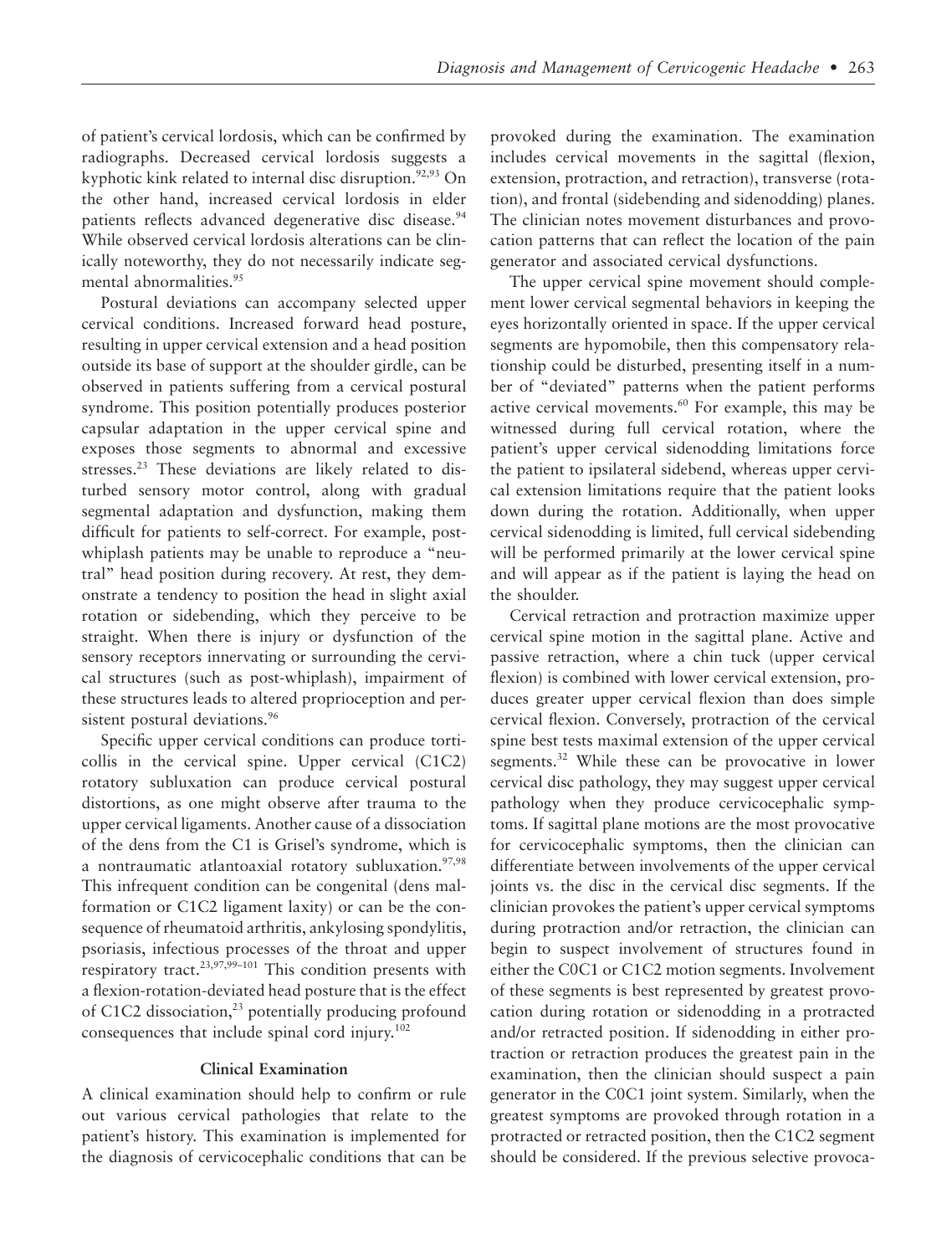of patient's cervical lordosis, which can be confirmed by radiographs. Decreased cervical lordosis suggests a kyphotic kink related to internal disc disruption.[92,93] On the other hand, increased cervical lordosis in elder patients reflects advanced degenerative disc disease.[94] While observed cervical lordosis alterations can be clinically noteworthy, they do not necessarily indicate segmental abnormalities.[95]

Postural deviations can accompany selected upper cervical conditions. Increased forward head posture, resulting in upper cervical extension and a head position outside its base of support at the shoulder girdle, can be observed in patients suffering from a cervical postural syndrome. This position potentially produces posterior capsular adaptation in the upper cervical spine and exposes those segments to abnormal and excessive stresses.[23] These deviations are likely related to disturbed sensory motor control, along with gradual segmental adaptation and dysfunction, making them difficult for patients to self-correct. For example, post-whiplash patients may be unable to reproduce a "neutral" head position during recovery. At rest, they demonstrate a tendency to position the head in slight axial rotation or sidebending, which they perceive to be straight. When there is injury or dysfunction of the sensory receptors innervating or surrounding the cervical structures (such as post-whiplash), impairment of these structures leads to altered proprioception and persistent postural deviations.[96]

Specific upper cervical conditions can produce torticollis in the cervical spine. Upper cervical (C1C2) rotatory subluxation can produce cervical postural distortions, as one might observe after trauma to the upper cervical ligaments. Another cause of a dissociation of the dens from the C1 is Grisel's syndrome, which is a nontraumatic atlantoaxial rotatory subluxation.[97,98] This infrequent condition can be congenital (dens malformation or C1C2 ligament laxity) or can be the consequence of rheumatoid arthritis, ankylosing spondylitis, psoriasis, infectious processes of the throat and upper respiratory tract.[23,97,99–101] This condition presents with a flexion-rotation-deviated head posture that is the effect of C1C2 dissociation,[23] potentially producing profound consequences that include spinal cord injury.[102]

### Clinical Examination

A clinical examination should help to confirm or rule out various cervical pathologies that relate to the patient's history. This examination is implemented for the diagnosis of cervicocephalic conditions that can be provoked during the examination. The examination includes cervical movements in the sagittal (flexion, extension, protraction, and retraction), transverse (rotation), and frontal (sidebending and sidenodding) planes. The clinician notes movement disturbances and provocation patterns that can reflect the location of the pain generator and associated cervical dysfunctions.

The upper cervical spine movement should complement lower cervical segmental behaviors in keeping the eyes horizontally oriented in space. If the upper cervical segments are hypomobile, then this compensatory relationship could be disturbed, presenting itself in a number of "deviated" patterns when the patient performs active cervical movements.[60] For example, this may be witnessed during full cervical rotation, where the patient's upper cervical sidenodding limitations force the patient to ipsilateral sidebend, whereas upper cervical extension limitations require that the patient looks down during the rotation. Additionally, when upper cervical sidenodding is limited, full cervical sidebending will be performed primarily at the lower cervical spine and will appear as if the patient is laying the head on the shoulder.

Cervical retraction and protraction maximize upper cervical spine motion in the sagittal plane. Active and passive retraction, where a chin tuck (upper cervical flexion) is combined with lower cervical extension, produces greater upper cervical flexion than does simple cervical flexion. Conversely, protraction of the cervical spine best tests maximal extension of the upper cervical segments.[32] While these can be provocative in lower cervical disc pathology, they may suggest upper cervical pathology when they produce cervicocephalic symptoms. If sagittal plane motions are the most provocative for cervicocephalic symptoms, then the clinician can differentiate between involvements of the upper cervical joints vs. the disc in the cervical disc segments. If the clinician provokes the patient's upper cervical symptoms during protraction and/or retraction, the clinician can begin to suspect involvement of structures found in either the C0C1 or C1C2 motion segments. Involvement of these segments is best represented by greatest provocation during rotation or sidenodding in a protracted and/or retracted position. If sidenodding in either protraction or retraction produces the greatest pain in the examination, then the clinician should suspect a pain generator in the C0C1 joint system. Similarly, when the greatest symptoms are provoked through rotation in a protracted or retracted position, then the C1C2 segment should be considered. If the previous selective provoca-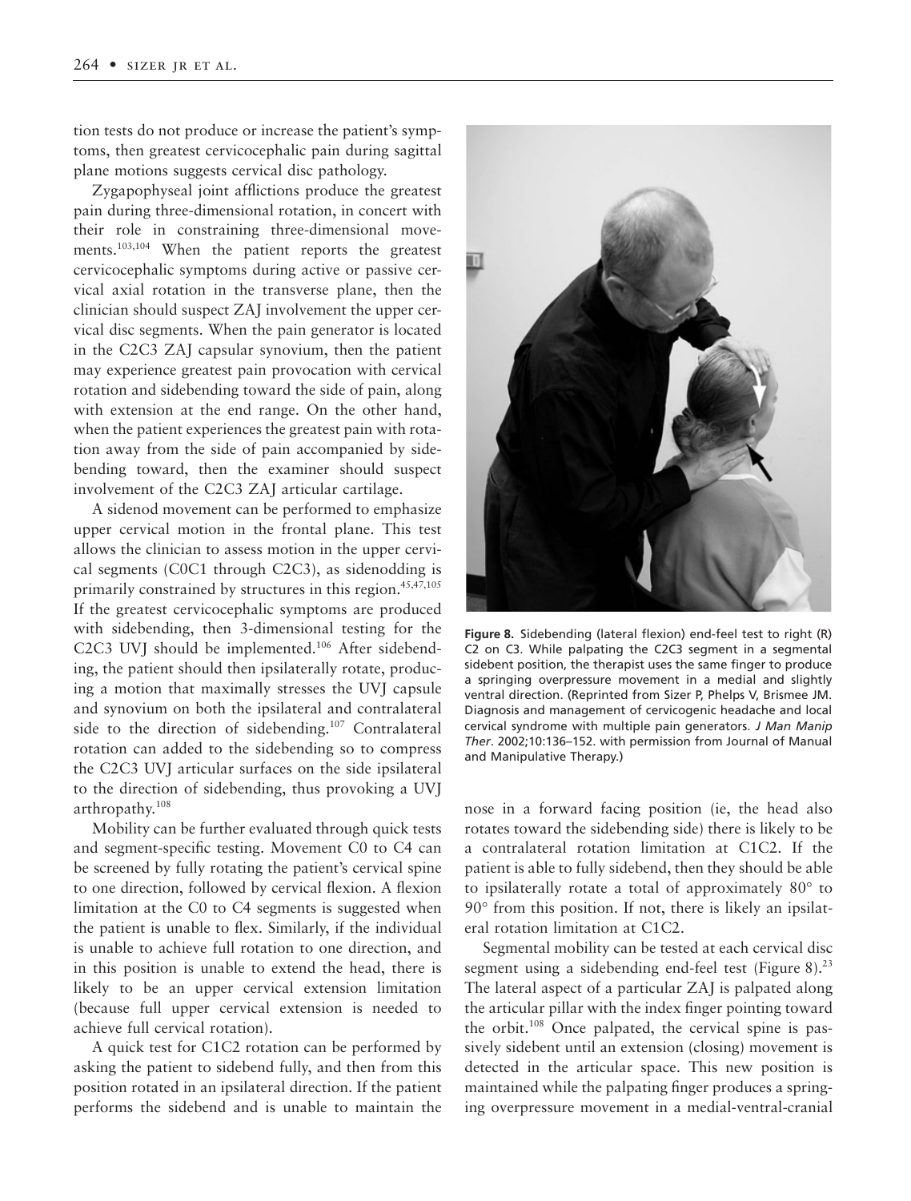tion tests do not produce or increase the patient's symptoms, then greatest cervicocephalic pain during sagittal plane motions suggests cervical disc pathology.

Zygapophyseal joint afflictions produce the greatest pain during three-dimensional rotation, in concert with their role in constraining three-dimensional movements.[103,104] When the patient reports the greatest cervicocephalic symptoms during active or passive cervical axial rotation in the transverse plane, then the clinician should suspect ZAJ involvement the upper cervical disc segments. When the pain generator is located in the C2C3 ZAJ capsular synovium, then the patient may experience greatest pain provocation with cervical rotation and sidebending toward the side of pain, along with extension at the end range. On the other hand, when the patient experiences the greatest pain with rotation away from the side of pain accompanied by sidebending toward, then the examiner should suspect involvement of the C2C3 ZAJ articular cartilage.

A sidenod movement can be performed to emphasize upper cervical motion in the frontal plane. This test allows the clinician to assess motion in the upper cervical segments (C0C1 through C2C3), as sidenodding is primarily constrained by structures in this region.[45,47,105] If the greatest cervicocephalic symptoms are produced with sidebending, then 3-dimensional testing for the C2C3 UVJ should be implemented.[106] After sidebending, the patient should then ipsilaterally rotate, producing a motion that maximally stresses the UVJ capsule and synovium on both the ipsilateral and contralateral side to the direction of sidebending.[107] Contralateral rotation can added to the sidebending so to compress the C2C3 UVJ articular surfaces on the side ipsilateral to the direction of sidebending, thus provoking a UVJ arthropathy.[108]

Mobility can be further evaluated through quick tests and segment-specific testing. Movement C0 to C4 can be screened by fully rotating the patient's cervical spine to one direction, followed by cervical flexion. A flexion limitation at the C0 to C4 segments is suggested when the patient is unable to flex. Similarly, if the individual is unable to achieve full rotation to one direction, and in this position is unable to extend the head, there is likely to be an upper cervical extension limitation (because full upper cervical extension is needed to achieve full cervical rotation).

A quick test for C1C2 rotation can be performed by asking the patient to sidebend fully, and then from this position rotated in an ipsilateral direction. If the patient performs the sidebend and is unable to maintain the nose in a forward facing position (ie, the head also rotates toward the sidebending side) there is likely to be a contralateral rotation limitation at C1C2. If the patient is able to fully sidebend, then they should be able to ipsilaterally rotate a total of approximately 80° to 90° from this position. If not, there is likely an ipsilateral rotation limitation at C1C2.

Figure 8. Sidebending (lateral flexion) end-feel test to right (R) C2 on C3. While palpating the C2C3 segment in a segmental sidebent position, the therapist uses the same finger to produce a springing overpressure movement in a medial and slightly ventral direction. (Reprinted from Sizer P, Phelps V, Brismee JM. Diagnosis and management of cervicogenic headache and local cervical syndrome with multiple pain generators. *J Man Manip Ther*. 2002;10:136–152. with permission from Journal of Manual and Manipulative Therapy.)

Segmental mobility can be tested at each cervical disc segment using a sidebending end-feel test (Figure 8).[23] The lateral aspect of a particular ZAJ is palpated along the articular pillar with the index finger pointing toward the orbit.[108] Once palpated, the cervical spine is passively sidebent until an extension (closing) movement is detected in the articular space. This new position is maintained while the palpating finger produces a springing overpressure movement in a medial-ventral-cranial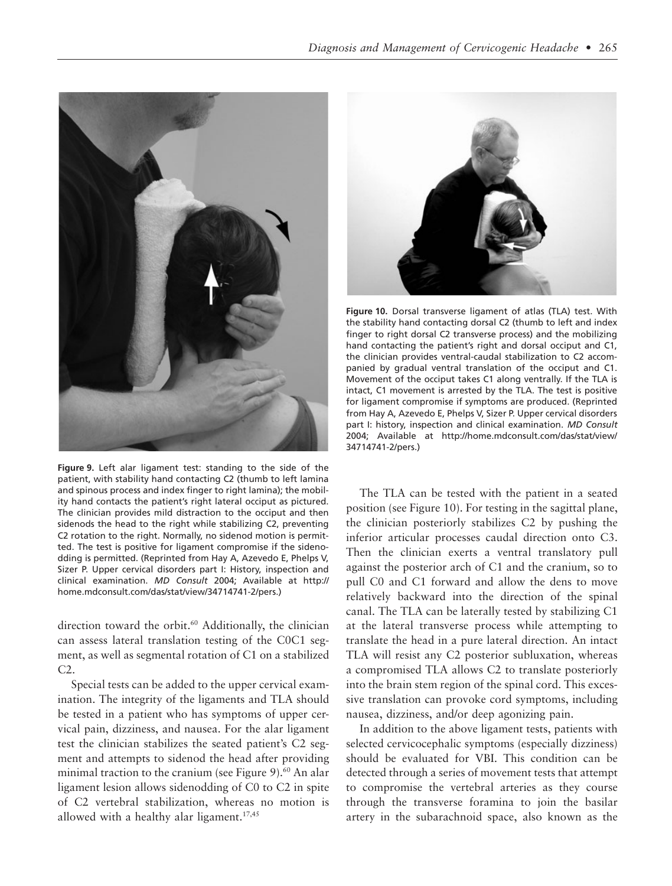Figure 9. Left alar ligament test: standing to the side of the patient, with stability hand contacting C2 (thumb to left lamina and spinous process and index finger to right lamina); the mobility hand contacts the patient's right lateral occiput as pictured. The clinician provides mild distraction to the occiput and then sidenods the head to the right while stabilizing C2, preventing C2 rotation to the right. Normally, no sidenod motion is permitted. The test is positive for ligament compromise if the sidenodding is permitted. (Reprinted from Hay A, Azevedo E, Phelps V, Sizer P. Upper cervical disorders part I: History, inspection and clinical examination. *MD Consult* 2004; Available at http://home.mdconsult.com/das/stat/view/34714741-2/pers.)

direction toward the orbit.[60] Additionally, the clinician can assess lateral translation testing of the C0C1 segment, as well as segmental rotation of C1 on a stabilized C2.

Special tests can be added to the upper cervical examination. The integrity of the ligaments and TLA should be tested in a patient who has symptoms of upper cervical pain, dizziness, and nausea. For the alar ligament test the clinician stabilizes the seated patient's C2 segment and attempts to sidenod the head after providing minimal traction to the cranium (see Figure 9).[60] An alar ligament lesion allows sidenodding of C0 to C2 in spite of C2 vertebral stabilization, whereas no motion is allowed with a healthy alar ligament.[17,45]

Figure 10. Dorsal transverse ligament of atlas (TLA) test. With the stability hand contacting dorsal C2 (thumb to left and index finger to right dorsal C2 transverse process) and the mobilizing hand contacting the patient's right and dorsal occiput and C1, the clinician provides ventral-caudal stabilization to C2 accompanied by gradual ventral translation of the occiput and C1. Movement of the occiput takes C1 along ventrally. If the TLA is intact, C1 movement is arrested by the TLA. The test is positive for ligament compromise if symptoms are produced. (Reprinted from Hay A, Azevedo E, Phelps V, Sizer P. Upper cervical disorders part I: history, inspection and clinical examination. *MD Consult* 2004; Available at http://home.mdconsult.com/das/stat/view/34714741-2/pers.)

The TLA can be tested with the patient in a seated position (see Figure 10). For testing in the sagittal plane, the clinician posteriorly stabilizes C2 by pushing the inferior articular processes caudal direction onto C3. Then the clinician exerts a ventral translatory pull against the posterior arch of C1 and the cranium, so to pull C0 and C1 forward and allow the dens to move relatively backward into the direction of the spinal canal. The TLA can be laterally tested by stabilizing C1 at the lateral transverse process while attempting to translate the head in a pure lateral direction. An intact TLA will resist any C2 posterior subluxation, whereas a compromised TLA allows C2 to translate posteriorly into the brain stem region of the spinal cord. This excessive translation can provoke cord symptoms, including nausea, dizziness, and/or deep agonizing pain.

In addition to the above ligament tests, patients with selected cervicocephalic symptoms (especially dizziness) should be evaluated for VBI. This condition can be detected through a series of movement tests that attempt to compromise the vertebral arteries as they course through the transverse foramina to join the basilar artery in the subarachnoid space, also known as the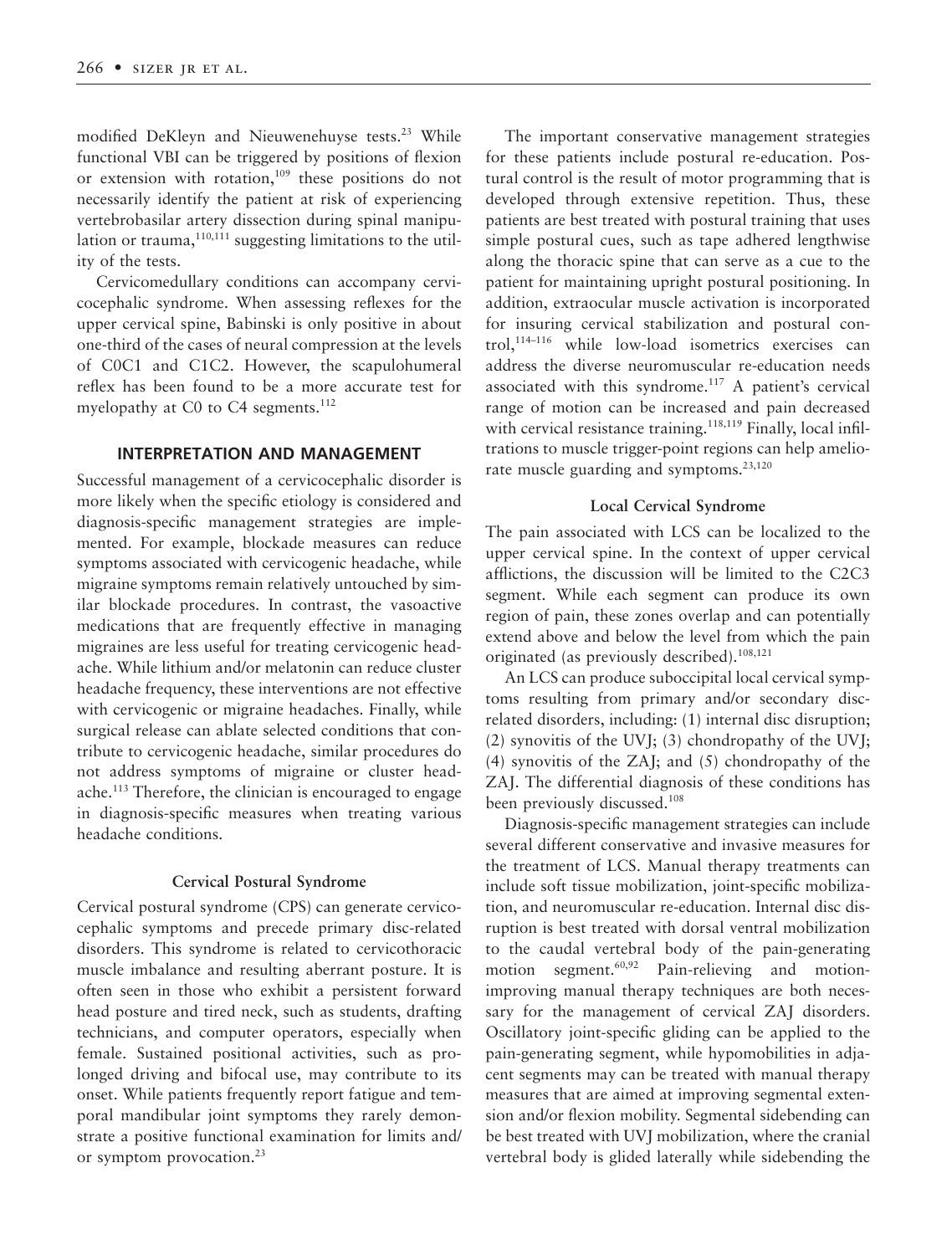modified DeKleyn and Nieuwenehuyse tests.[23] While functional VBI can be triggered by positions of flexion or extension with rotation,[109] these positions do not necessarily identify the patient at risk of experiencing vertebrobasilar artery dissection during spinal manipulation or trauma,[110,111] suggesting limitations to the utility of the tests.

Cervicomedullary conditions can accompany cervicocephalic syndrome. When assessing reflexes for the upper cervical spine, Babinski is only positive in about one-third of the cases of neural compression at the levels of C0C1 and C1C2. However, the scapulohumeral reflex has been found to be a more accurate test for myelopathy at C0 to C4 segments.[112]

## INTERPRETATION AND MANAGEMENT

Successful management of a cervicocephalic disorder is more likely when the specific etiology is considered and diagnosis-specific management strategies are implemented. For example, blockade measures can reduce symptoms associated with cervicogenic headache, while migraine symptoms remain relatively untouched by similar blockade procedures. In contrast, the vasoactive medications that are frequently effective in managing migraines are less useful for treating cervicogenic headache. While lithium and/or melatonin can reduce cluster headache frequency, these interventions are not effective with cervicogenic or migraine headaches. Finally, while surgical release can ablate selected conditions that contribute to cervicogenic headache, similar procedures do not address symptoms of migraine or cluster headache.[113] Therefore, the clinician is encouraged to engage in diagnosis-specific measures when treating various headache conditions.

### Cervical Postural Syndrome

Cervical postural syndrome (CPS) can generate cervicocephalic symptoms and precede primary disc-related disorders. This syndrome is related to cervicothoracic muscle imbalance and resulting aberrant posture. It is often seen in those who exhibit a persistent forward head posture and tired neck, such as students, drafting technicians, and computer operators, especially when female. Sustained positional activities, such as prolonged driving and bifocal use, may contribute to its onset. While patients frequently report fatigue and temporal mandibular joint symptoms they rarely demonstrate a positive functional examination for limits and/or symptom provocation.[23]

The important conservative management strategies for these patients include postural re-education. Postural control is the result of motor programming that is developed through extensive repetition. Thus, these patients are best treated with postural training that uses simple postural cues, such as tape adhered lengthwise along the thoracic spine that can serve as a cue to the patient for maintaining upright postural positioning. In addition, extraocular muscle activation is incorporated for insuring cervical stabilization and postural control,[114–116] while low-load isometrics exercises can address the diverse neuromuscular re-education needs associated with this syndrome.[117] A patient's cervical range of motion can be increased and pain decreased with cervical resistance training.[118,119] Finally, local infiltrations to muscle trigger-point regions can help ameliorate muscle guarding and symptoms.[23,120]

### Local Cervical Syndrome

The pain associated with LCS can be localized to the upper cervical spine. In the context of upper cervical afflictions, the discussion will be limited to the C2C3 segment. While each segment can produce its own region of pain, these zones overlap and can potentially extend above and below the level from which the pain originated (as previously described).[108,121]

An LCS can produce suboccipital local cervical symptoms resulting from primary and/or secondary disc-related disorders, including: (1) internal disc disruption; (2) synovitis of the UVJ; (3) chondropathy of the UVJ; (4) synovitis of the ZAJ; and (5) chondropathy of the ZAJ. The differential diagnosis of these conditions has been previously discussed.[108]

Diagnosis-specific management strategies can include several different conservative and invasive measures for the treatment of LCS. Manual therapy treatments can include soft tissue mobilization, joint-specific mobilization, and neuromuscular re-education. Internal disc disruption is best treated with dorsal ventral mobilization to the caudal vertebral body of the pain-generating motion segment.[60,92] Pain-relieving and motion-improving manual therapy techniques are both necessary for the management of cervical ZAJ disorders. Oscillatory joint-specific gliding can be applied to the pain-generating segment, while hypomobilities in adjacent segments may can be treated with manual therapy measures that are aimed at improving segmental extension and/or flexion mobility. Segmental sidebending can be best treated with UVJ mobilization, where the cranial vertebral body is glided laterally while sidebending the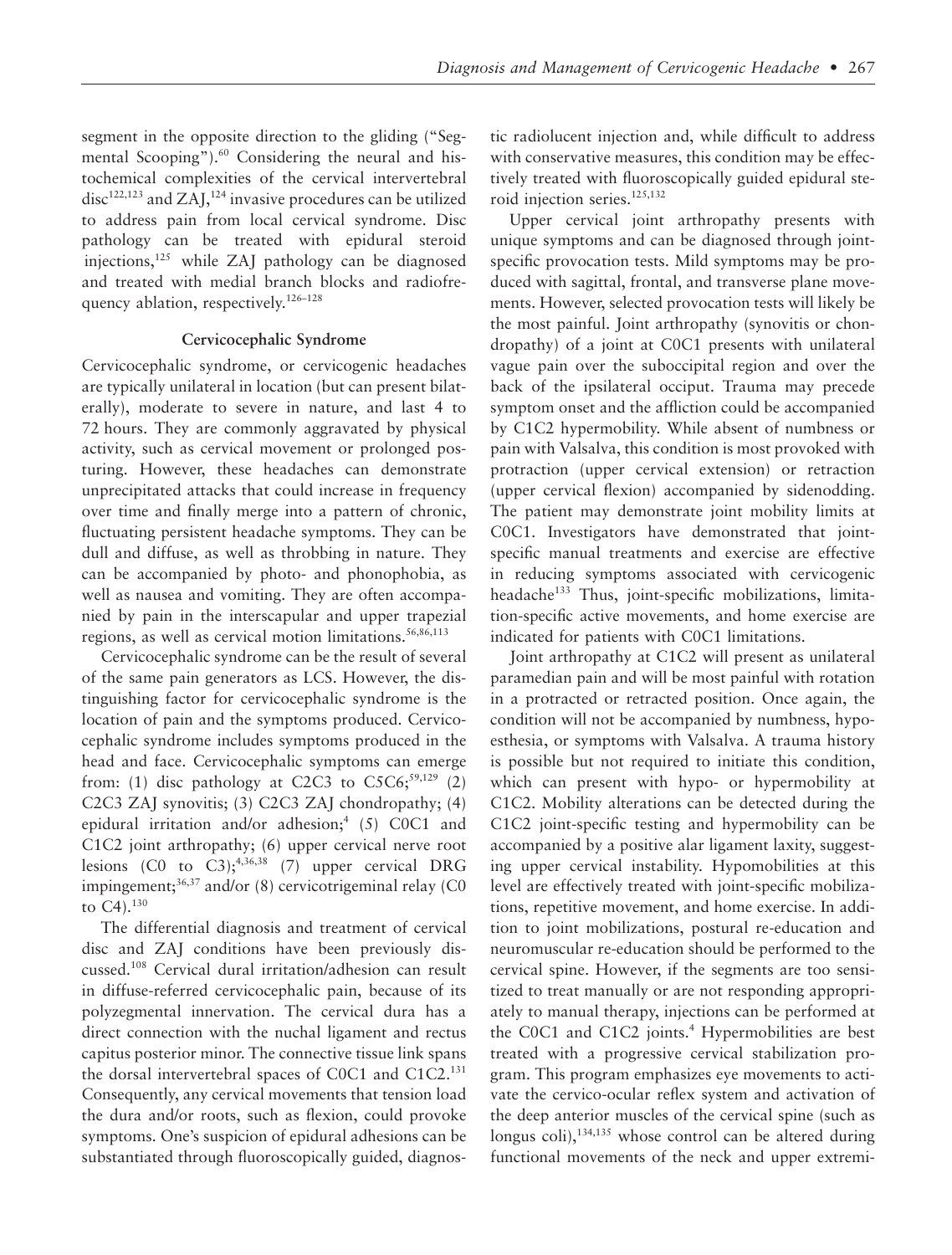segment in the opposite direction to the gliding ("Segmental Scooping").[60] Considering the neural and histochemical complexities of the cervical intervertebral disc[122,123] and ZAJ,[124] invasive procedures can be utilized to address pain from local cervical syndrome. Disc pathology can be treated with epidural steroid injections,[125] while ZAJ pathology can be diagnosed and treated with medial branch blocks and radiofrequency ablation, respectively.[126–128]

### Cervicocephalic Syndrome

Cervicocephalic syndrome, or cervicogenic headaches are typically unilateral in location (but can present bilaterally), moderate to severe in nature, and last 4 to 72 hours. They are commonly aggravated by physical activity, such as cervical movement or prolonged posturing. However, these headaches can demonstrate unprecipitated attacks that could increase in frequency over time and finally merge into a pattern of chronic, fluctuating persistent headache symptoms. They can be dull and diffuse, as well as throbbing in nature. They can be accompanied by photo- and phonophobia, as well as nausea and vomiting. They are often accompanied by pain in the interscapular and upper trapezial regions, as well as cervical motion limitations.[56,86,113]

Cervicocephalic syndrome can be the result of several of the same pain generators as LCS. However, the distinguishing factor for cervicocephalic syndrome is the location of pain and the symptoms produced. Cervicocephalic syndrome includes symptoms produced in the head and face. Cervicocephalic symptoms can emerge from: (1) disc pathology at C2C3 to C5C6;[59,129] (2) C2C3 ZAJ synovitis; (3) C2C3 ZAJ chondropathy; (4) epidural irritation and/or adhesion;[4] (5) C0C1 and C1C2 joint arthropathy; (6) upper cervical nerve root lesions (C0 to C3);[4,36,38] (7) upper cervical DRG impingement;[36,37] and/or (8) cervicotrigeminal relay (C0 to C4).[130]

The differential diagnosis and treatment of cervical disc and ZAJ conditions have been previously discussed.[108] Cervical dural irritation/adhesion can result in diffuse-referred cervicocephalic pain, because of its polyzegmental innervation. The cervical dura has a direct connection with the nuchal ligament and rectus capitus posterior minor. The connective tissue link spans the dorsal intervertebral spaces of C0C1 and C1C2.[131] Consequently, any cervical movements that tension load the dura and/or roots, such as flexion, could provoke symptoms. One's suspicion of epidural adhesions can be substantiated through fluoroscopically guided, diagnostic radiolucent injection and, while difficult to address with conservative measures, this condition may be effectively treated with fluoroscopically guided epidural steroid injection series.[125,132]

Upper cervical joint arthropathy presents with unique symptoms and can be diagnosed through joint-specific provocation tests. Mild symptoms may be produced with sagittal, frontal, and transverse plane movements. However, selected provocation tests will likely be the most painful. Joint arthropathy (synovitis or chondropathy) of a joint at C0C1 presents with unilateral vague pain over the suboccipital region and over the back of the ipsilateral occiput. Trauma may precede symptom onset and the affliction could be accompanied by C1C2 hypermobility. While absent of numbness or pain with Valsalva, this condition is most provoked with protraction (upper cervical extension) or retraction (upper cervical flexion) accompanied by sidenodding. The patient may demonstrate joint mobility limits at C0C1. Investigators have demonstrated that joint-specific manual treatments and exercise are effective in reducing symptoms associated with cervicogenic headache[133] Thus, joint-specific mobilizations, limitation-specific active movements, and home exercise are indicated for patients with C0C1 limitations.

Joint arthropathy at C1C2 will present as unilateral paramedian pain and will be most painful with rotation in a protracted or retracted position. Once again, the condition will not be accompanied by numbness, hypoesthesia, or symptoms with Valsalva. A trauma history is possible but not required to initiate this condition, which can present with hypo- or hypermobility at C1C2. Mobility alterations can be detected during the C1C2 joint-specific testing and hypermobility can be accompanied by a positive alar ligament laxity, suggesting upper cervical instability. Hypomobilities at this level are effectively treated with joint-specific mobilizations, repetitive movement, and home exercise. In addition to joint mobilizations, postural re-education and neuromuscular re-education should be performed to the cervical spine. However, if the segments are too sensitized to treat manually or are not responding appropriately to manual therapy, injections can be performed at the C0C1 and C1C2 joints.[4] Hypermobilities are best treated with a progressive cervical stabilization program. This program emphasizes eye movements to activate the cervico-ocular reflex system and activation of the deep anterior muscles of the cervical spine (such as longus coli),[134,135] whose control can be altered during functional movements of the neck and upper extremi-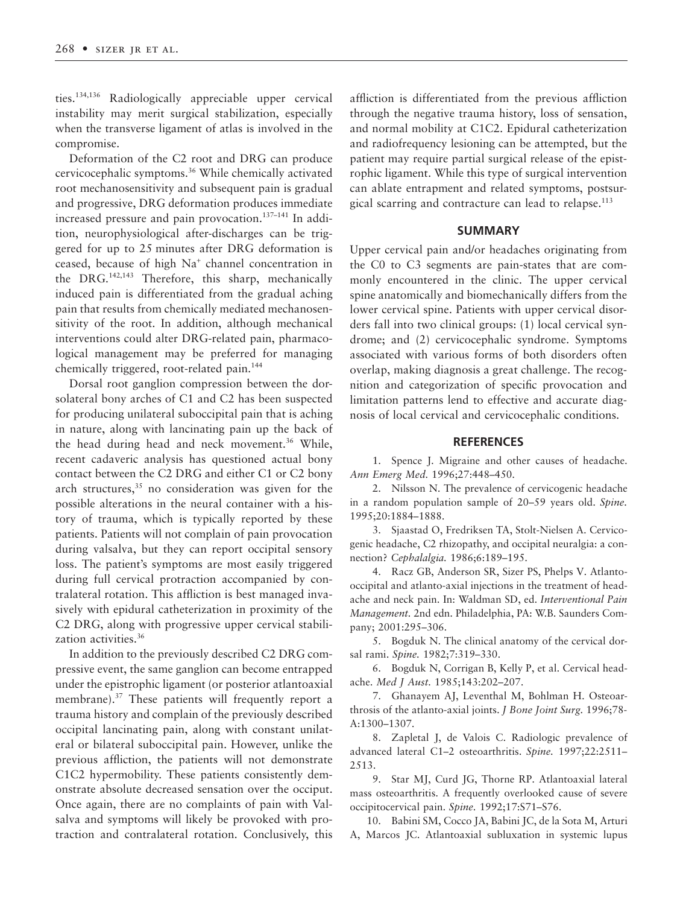ties.[134,136] Radiologically appreciable upper cervical instability may merit surgical stabilization, especially when the transverse ligament of atlas is involved in the compromise.

Deformation of the C2 root and DRG can produce cervicocephalic symptoms.[36] While chemically activated root mechanosensitivity and subsequent pain is gradual and progressive, DRG deformation produces immediate increased pressure and pain provocation.[137–141] In addition, neurophysiological after-discharges can be triggered for up to 25 minutes after DRG deformation is ceased, because of high $Na^+$ channel concentration in the DRG.[142,143] Therefore, this sharp, mechanically induced pain is differentiated from the gradual aching pain that results from chemically mediated mechanosensitivity of the root. In addition, although mechanical interventions could alter DRG-related pain, pharmacological management may be preferred for managing chemically triggered, root-related pain.[144]

Dorsal root ganglion compression between the dorsolateral bony arches of C1 and C2 has been suspected for producing unilateral suboccipital pain that is aching in nature, along with lancinating pain up the back of the head during head and neck movement.[36] While, recent cadaveric analysis has questioned actual bony contact between the C2 DRG and either C1 or C2 bony arch structures,[35] no consideration was given for the possible alterations in the neural container with a history of trauma, which is typically reported by these patients. Patients will not complain of pain provocation during valsalva, but they can report occipital sensory loss. The patient's symptoms are most easily triggered during full cervical protraction accompanied by contralateral rotation. This affliction is best managed invasively with epidural catheterization in proximity of the C2 DRG, along with progressive upper cervical stabilization activities.[36]

In addition to the previously described C2 DRG compressive event, the same ganglion can become entrapped under the epistrophic ligament (or posterior atlantoaxial membrane).[37] These patients will frequently report a trauma history and complain of the previously described occipital lancinating pain, along with constant unilateral or bilateral suboccipital pain. However, unlike the previous affliction, the patients will not demonstrate C1C2 hypermobility. These patients consistently demonstrate absolute decreased sensation over the occiput. Once again, there are no complaints of pain with Valsalva and symptoms will likely be provoked with protraction and contralateral rotation. Conclusively, this affliction is differentiated from the previous affliction through the negative trauma history, loss of sensation, and normal mobility at C1C2. Epidural catheterization and radiofrequency lesioning can be attempted, but the patient may require partial surgical release of the epistrophic ligament. While this type of surgical intervention can ablate entrapment and related symptoms, postsurgical scarring and contracture can lead to relapse.[113]

## SUMMARY

Upper cervical pain and/or headaches originating from the C0 to C3 segments are pain-states that are commonly encountered in the clinic. The upper cervical spine anatomically and biomechanically differs from the lower cervical spine. Patients with upper cervical disorders fall into two clinical groups: (1) local cervical syndrome; and (2) cervicocephalic syndrome. Symptoms associated with various forms of both disorders often overlap, making diagnosis a great challenge. The recognition and categorization of specific provocation and limitation patterns lend to effective and accurate diagnosis of local cervical and cervicocephalic conditions.

## REFERENCES

1. Spence J. Migraine and other causes of headache. *Ann Emerg Med.* 1996;27:448–450.

2. Nilsson N. The prevalence of cervicogenic headache in a random population sample of 20–59 years old. *Spine.* 1995;20:1884–1888.

3. Sjaastad O, Fredriksen TA, Stolt-Nielsen A. Cervicogenic headache, C2 rhizopathy, and occipital neuralgia: a connection? *Cephalalgia.* 1986;6:189–195.

4. Racz GB, Anderson SR, Sizer PS, Phelps V. Atlanto-occipital and atlanto-axial injections in the treatment of headache and neck pain. In: Waldman SD, ed. *Interventional Pain Management.* 2nd edn. Philadelphia, PA: W.B. Saunders Company; 2001:295–306.

5. Bogduk N. The clinical anatomy of the cervical dorsal rami. *Spine.* 1982;7:319–330.

6. Bogduk N, Corrigan B, Kelly P, et al. Cervical headache. *Med J Aust.* 1985;143:202–207.

7. Ghanayem AJ, Leventhal M, Bohlman H. Osteoarthrosis of the atlanto-axial joints. *J Bone Joint Surg.* 1996;78-A:1300–1307.

8. Zapletal J, de Valois C. Radiologic prevalence of advanced lateral C1–2 osteoarthritis. *Spine.* 1997;22:2511–2513.

9. Star MJ, Curd JG, Thorne RP. Atlantoaxial lateral mass osteoarthritis. A frequently overlooked cause of severe occipitocervical pain. *Spine.* 1992;17:S71–S76.

10. Babini SM, Cocco JA, Babini JC, de la Sota M, Arturi A, Marcos JC. Atlantoaxial subluxation in systemic lupus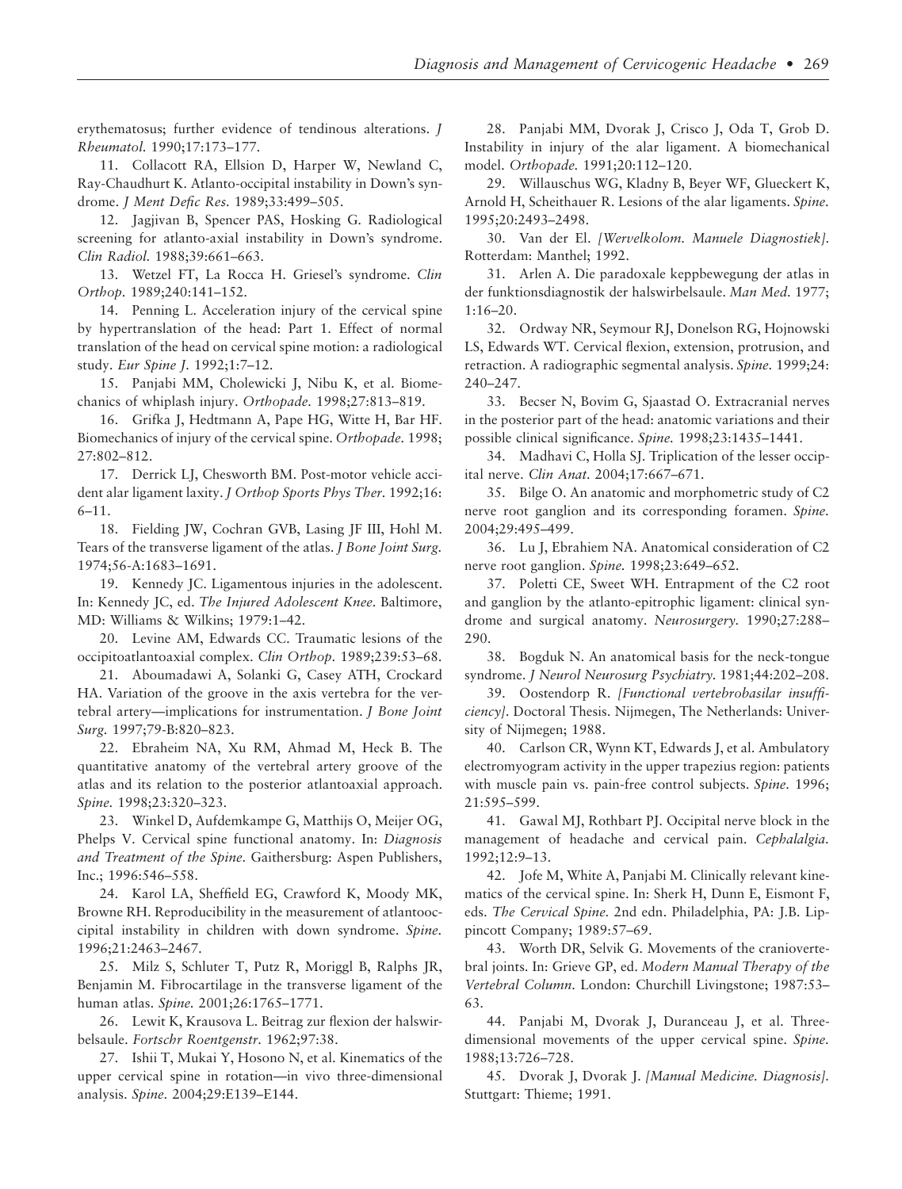erythematosus; further evidence of tendinous alterations. *J Rheumatol.* 1990;17:173–177.

11. Collacott RA, Ellsion D, Harper W, Newland C, Ray-Chaudhurt K. Atlanto-occipital instability in Down's syndrome. *J Ment Defic Res.* 1989;33:499–505.

12. Jagjivan B, Spencer PAS, Hosking G. Radiological screening for atlanto-axial instability in Down's syndrome. *Clin Radiol.* 1988;39:661–663.

13. Wetzel FT, La Rocca H. Griesel's syndrome. *Clin Orthop.* 1989;240:141–152.

14. Penning L. Acceleration injury of the cervical spine by hypertranslation of the head: Part 1. Effect of normal translation of the head on cervical spine motion: a radiological study. *Eur Spine J.* 1992;1:7–12.

15. Panjabi MM, Cholewicki J, Nibu K, et al. Biomechanics of whiplash injury. *Orthopade.* 1998;27:813–819.

16. Grifka J, Hedtmann A, Pape HG, Witte H, Bar HF. Biomechanics of injury of the cervical spine. *Orthopade.* 1998;27:802–812.

17. Derrick LJ, Chesworth BM. Post-motor vehicle accident alar ligament laxity. *J Orthop Sports Phys Ther.* 1992;16:6–11.

18. Fielding JW, Cochran GVB, Lasing JF III, Hohl M. Tears of the transverse ligament of the atlas. *J Bone Joint Surg.* 1974;56-A:1683–1691.

19. Kennedy JC. Ligamentous injuries in the adolescent. In: Kennedy JC, ed. *The Injured Adolescent Knee.* Baltimore, MD: Williams & Wilkins; 1979:1–42.

20. Levine AM, Edwards CC. Traumatic lesions of the occipitoatlantoaxial complex. *Clin Orthop.* 1989;239:53–68.

21. Aboumadawi A, Solanki G, Casey ATH, Crockard HA. Variation of the groove in the axis vertebra for the vertebral artery—implications for instrumentation. *J Bone Joint Surg.* 1997;79-B:820–823.

22. Ebraheim NA, Xu RM, Ahmad M, Heck B. The quantitative anatomy of the vertebral artery groove of the atlas and its relation to the posterior atlantoaxial approach. *Spine.* 1998;23:320–323.

23. Winkel D, Aufdemkampe G, Matthijs O, Meijer OG, Phelps V. Cervical spine functional anatomy. In: *Diagnosis and Treatment of the Spine.* Gaithersburg: Aspen Publishers, Inc.; 1996:546–558.

24. Karol LA, Sheffield EG, Crawford K, Moody MK, Browne RH. Reproducibility in the measurement of atlantooccipital instability in children with down syndrome. *Spine.* 1996;21:2463–2467.

25. Milz S, Schluter T, Putz R, Moriggl B, Ralphs JR, Benjamin M. Fibrocartilage in the transverse ligament of the human atlas. *Spine.* 2001;26:1765–1771.

26. Lewit K, Krausova L. Beitrag zur flexion der halswirbelsaule. *Fortschr Roentgenstr.* 1962;97:38.

27. Ishii T, Mukai Y, Hosono N, et al. Kinematics of the upper cervical spine in rotation—in vivo three-dimensional analysis. *Spine.* 2004;29:E139–E144.

28. Panjabi MM, Dvorak J, Crisco J, Oda T, Grob D. Instability in injury of the alar ligament. A biomechanical model. *Orthopade.* 1991;20:112–120.

29. Willauschus WG, Kladny B, Beyer WF, Glueckert K, Arnold H, Scheithauer R. Lesions of the alar ligaments. *Spine.* 1995;20:2493–2498.

30. Van der El. *[Wervelkolom. Manuele Diagnostiek].* Rotterdam: Manthel; 1992.

31. Arlen A. Die paradoxale keppbewegung der atlas in der funktionsdiagnostik der halswirbelsaule. *Man Med.* 1977;1:16–20.

32. Ordway NR, Seymour RJ, Donelson RG, Hojnowski LS, Edwards WT. Cervical flexion, extension, protrusion, and retraction. A radiographic segmental analysis. *Spine.* 1999;24:240–247.

33. Becser N, Bovim G, Sjaastad O. Extracranial nerves in the posterior part of the head: anatomic variations and their possible clinical significance. *Spine.* 1998;23:1435–1441.

34. Madhavi C, Holla SJ. Triplication of the lesser occipital nerve. *Clin Anat.* 2004;17:667–671.

35. Bilge O. An anatomic and morphometric study of C2 nerve root ganglion and its corresponding foramen. *Spine.* 2004;29:495–499.

36. Lu J, Ebrahiem NA. Anatomical consideration of C2 nerve root ganglion. *Spine.* 1998;23:649–652.

37. Poletti CE, Sweet WH. Entrapment of the C2 root and ganglion by the atlanto-epitrophic ligament: clinical syndrome and surgical anatomy. *Neurosurgery.* 1990;27:288–290.

38. Bogduk N. An anatomical basis for the neck-tongue syndrome. *J Neurol Neurosurg Psychiatry.* 1981;44:202–208.

39. Oostendorp R. *[Functional vertebrobasilar insufficiency].* Doctoral Thesis. Nijmegen, The Netherlands: University of Nijmegen; 1988.

40. Carlson CR, Wynn KT, Edwards J, et al. Ambulatory electromyogram activity in the upper trapezius region: patients with muscle pain vs. pain-free control subjects. *Spine.* 1996;21:595–599.

41. Gawal MJ, Rothbart PJ. Occipital nerve block in the management of headache and cervical pain. *Cephalalgia.* 1992;12:9–13.

42. Jofe M, White A, Panjabi M. Clinically relevant kinematics of the cervical spine. In: Sherk H, Dunn E, Eismont F, eds. *The Cervical Spine.* 2nd edn. Philadelphia, PA: J.B. Lippincott Company; 1989:57–69.

43. Worth DR, Selvik G. Movements of the craniovertebral joints. In: Grieve GP, ed. *Modern Manual Therapy of the Vertebral Column.* London: Churchill Livingstone; 1987:53–63.

44. Panjabi M, Dvorak J, Duranceau J, et al. Three-dimensional movements of the upper cervical spine. *Spine.* 1988;13:726–728.

45. Dvorak J, Dvorak J. *[Manual Medicine. Diagnosis].* Stuttgart: Thieme; 1991.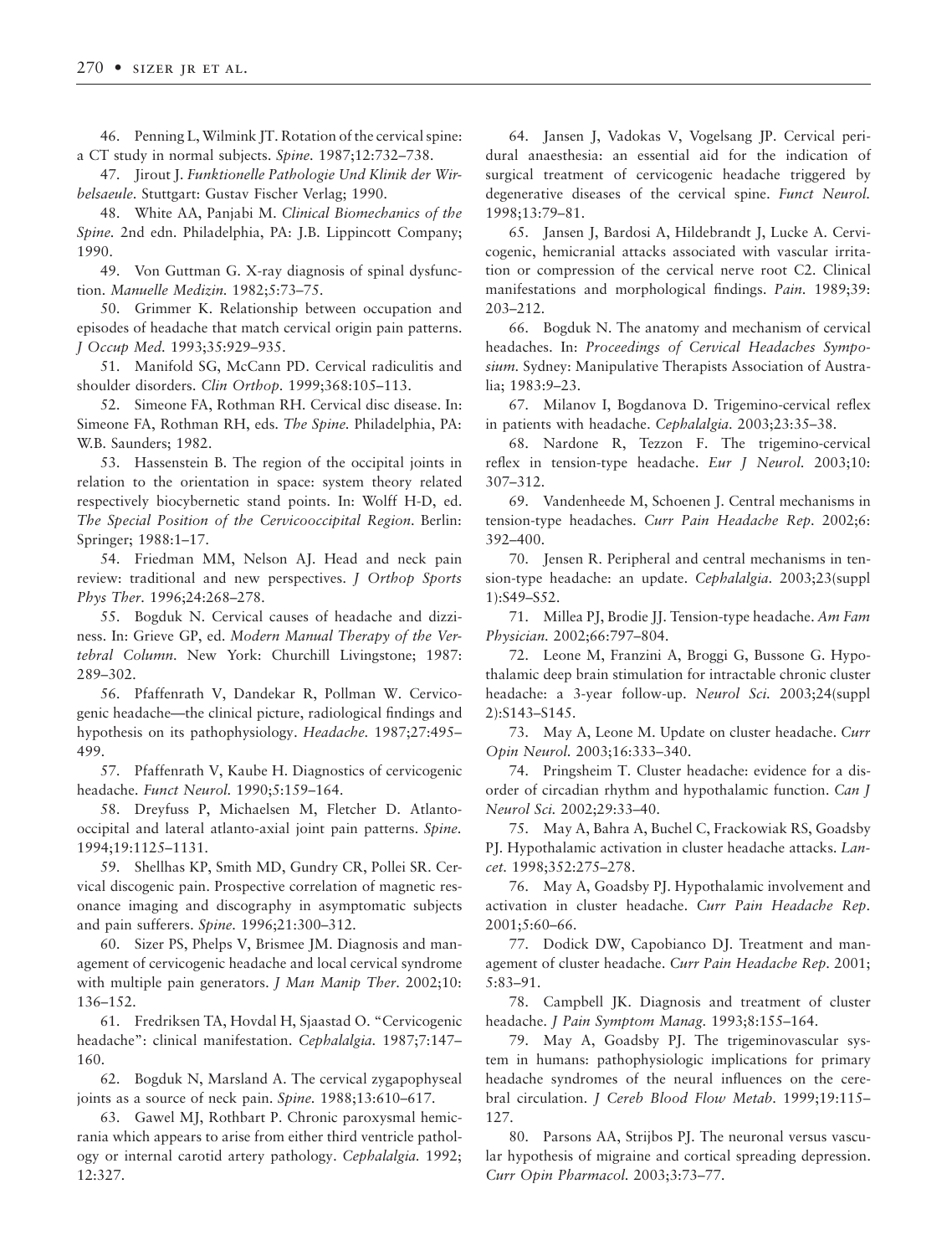46. Penning L, Wilmink JT. Rotation of the cervical spine: a CT study in normal subjects. *Spine.* 1987;12:732–738.

47. Jirout J. *Funktionelle Pathologie Und Klinik der Wirbelsaeule.* Stuttgart: Gustav Fischer Verlag; 1990.

48. White AA, Panjabi M. *Clinical Biomechanics of the Spine.* 2nd edn. Philadelphia, PA: J.B. Lippincott Company; 1990.

49. Von Guttman G. X-ray diagnosis of spinal dysfunction. *Manuelle Medizin.* 1982;5:73–75.

50. Grimmer K. Relationship between occupation and episodes of headache that match cervical origin pain patterns. *J Occup Med.* 1993;35:929–935.

51. Manifold SG, McCann PD. Cervical radiculitis and shoulder disorders. *Clin Orthop.* 1999;368:105–113.

52. Simeone FA, Rothman RH. Cervical disc disease. In: Simeone FA, Rothman RH, eds. *The Spine.* Philadelphia, PA: W.B. Saunders; 1982.

53. Hassenstein B. The region of the occipital joints in relation to the orientation in space: system theory related respectively biocybernetic stand points. In: Wolff H-D, ed. *The Special Position of the Cervicooccipital Region.* Berlin: Springer; 1988:1–17.

54. Friedman MM, Nelson AJ. Head and neck pain review: traditional and new perspectives. *J Orthop Sports Phys Ther.* 1996;24:268–278.

55. Bogduk N. Cervical causes of headache and dizziness. In: Grieve GP, ed. *Modern Manual Therapy of the Vertebral Column.* New York: Churchill Livingstone; 1987: 289–302.

56. Pfaffenrath V, Dandekar R, Pollman W. Cervicogenic headache—the clinical picture, radiological findings and hypothesis on its pathophysiology. *Headache.* 1987;27:495–499.

57. Pfaffenrath V, Kaube H. Diagnostics of cervicogenic headache. *Funct Neurol.* 1990;5:159–164.

58. Dreyfuss P, Michaelsen M, Fletcher D. Atlanto-occipital and lateral atlanto-axial joint pain patterns. *Spine.* 1994;19:1125–1131.

59. Shellhas KP, Smith MD, Gundry CR, Pollei SR. Cervical discogenic pain. Prospective correlation of magnetic resonance imaging and discography in asymptomatic subjects and pain sufferers. *Spine.* 1996;21:300–312.

60. Sizer PS, Phelps V, Brismee JM. Diagnosis and management of cervicogenic headache and local cervical syndrome with multiple pain generators. *J Man Manip Ther.* 2002;10: 136–152.

61. Fredriksen TA, Hovdal H, Sjaastad O. "Cervicogenic headache": clinical manifestation. *Cephalalgia.* 1987;7:147–160.

62. Bogduk N, Marsland A. The cervical zygapophyseal joints as a source of neck pain. *Spine.* 1988;13:610–617.

63. Gawel MJ, Rothbart P. Chronic paroxysmal hemicrania which appears to arise from either third ventricle pathology or internal carotid artery pathology. *Cephalalgia.* 1992; 12:327.

64. Jansen J, Vadokas V, Vogelsang JP. Cervical peridural anaesthesia: an essential aid for the indication of surgical treatment of cervicogenic headache triggered by degenerative diseases of the cervical spine. *Funct Neurol.* 1998;13:79–81.

65. Jansen J, Bardosi A, Hildebrandt J, Lucke A. Cervicogenic, hemicranial attacks associated with vascular irritation or compression of the cervical nerve root C2. Clinical manifestations and morphological findings. *Pain.* 1989;39: 203–212.

66. Bogduk N. The anatomy and mechanism of cervical headaches. In: *Proceedings of Cervical Headaches Symposium.* Sydney: Manipulative Therapists Association of Australia; 1983:9–23.

67. Milanov I, Bogdanova D. Trigemino-cervical reflex in patients with headache. *Cephalalgia.* 2003;23:35–38.

68. Nardone R, Tezzon F. The trigemino-cervical reflex in tension-type headache. *Eur J Neurol.* 2003;10: 307–312.

69. Vandenheede M, Schoenen J. Central mechanisms in tension-type headaches. *Curr Pain Headache Rep.* 2002;6: 392–400.

70. Jensen R. Peripheral and central mechanisms in tension-type headache: an update. *Cephalalgia.* 2003;23(suppl 1):S49–S52.

71. Millea PJ, Brodie JJ. Tension-type headache. *Am Fam Physician.* 2002;66:797–804.

72. Leone M, Franzini A, Broggi G, Bussone G. Hypothalamic deep brain stimulation for intractable chronic cluster headache: a 3-year follow-up. *Neurol Sci.* 2003;24(suppl 2):S143–S145.

73. May A, Leone M. Update on cluster headache. *Curr Opin Neurol.* 2003;16:333–340.

74. Pringsheim T. Cluster headache: evidence for a disorder of circadian rhythm and hypothalamic function. *Can J Neurol Sci.* 2002;29:33–40.

75. May A, Bahra A, Buchel C, Frackowiak RS, Goadsby PJ. Hypothalamic activation in cluster headache attacks. *Lancet.* 1998;352:275–278.

76. May A, Goadsby PJ. Hypothalamic involvement and activation in cluster headache. *Curr Pain Headache Rep.* 2001;5:60–66.

77. Dodick DW, Capobianco DJ. Treatment and management of cluster headache. *Curr Pain Headache Rep.* 2001; 5:83–91.

78. Campbell JK. Diagnosis and treatment of cluster headache. *J Pain Symptom Manag.* 1993;8:155–164.

79. May A, Goadsby PJ. The trigeminovascular system in humans: pathophysiologic implications for primary headache syndromes of the neural influences on the cerebral circulation. *J Cereb Blood Flow Metab.* 1999;19:115–127.

80. Parsons AA, Strijbos PJ. The neuronal versus vascular hypothesis of migraine and cortical spreading depression. *Curr Opin Pharmacol.* 2003;3:73–77.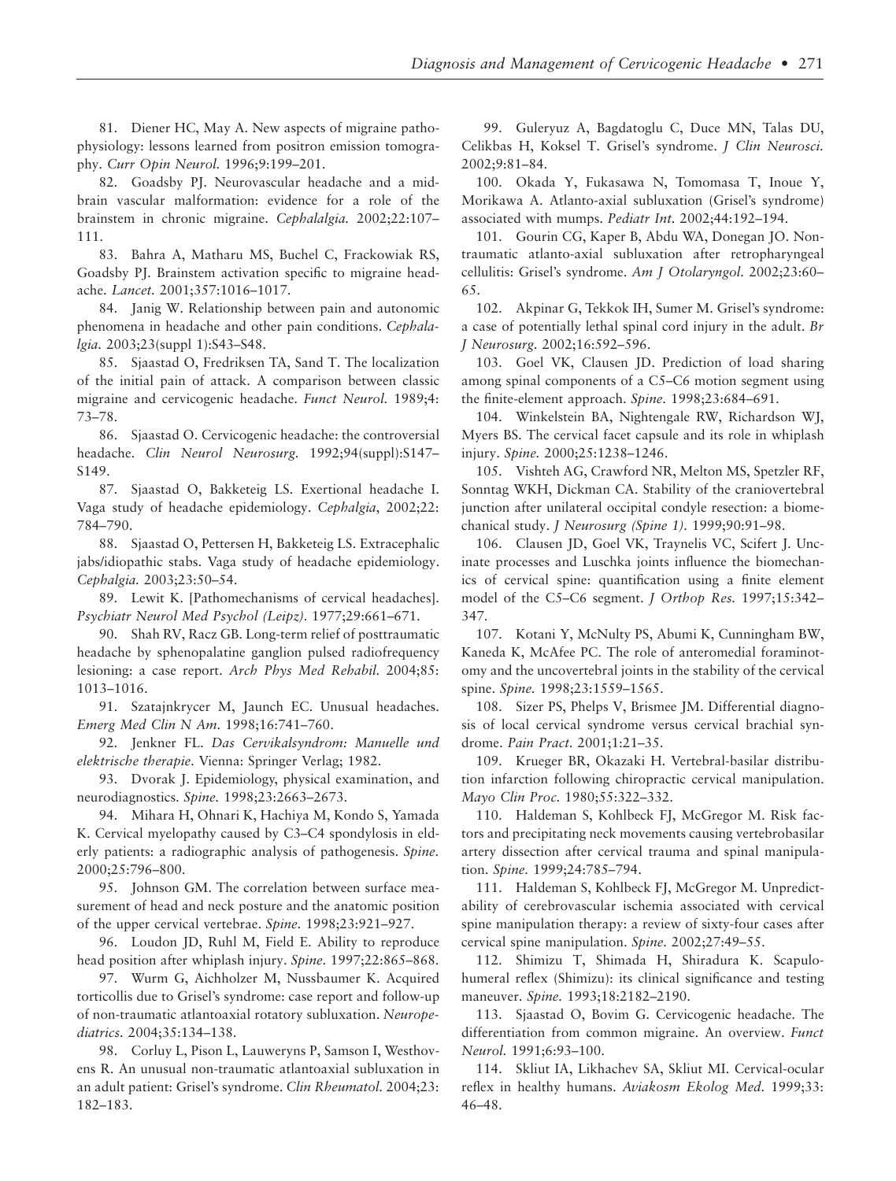81. Diener HC, May A. New aspects of migraine pathophysiology: lessons learned from positron emission tomography. *Curr Opin Neurol.* 1996;9:199–201.

82. Goadsby PJ. Neurovascular headache and a midbrain vascular malformation: evidence for a role of the brainstem in chronic migraine. *Cephalalgia.* 2002;22:107–111.

83. Bahra A, Matharu MS, Buchel C, Frackowiak RS, Goadsby PJ. Brainstem activation specific to migraine headache. *Lancet.* 2001;357:1016–1017.

84. Janig W. Relationship between pain and autonomic phenomena in headache and other pain conditions. *Cephalalgia.* 2003;23(suppl 1):S43–S48.

85. Sjaastad O, Fredriksen TA, Sand T. The localization of the initial pain of attack. A comparison between classic migraine and cervicogenic headache. *Funct Neurol.* 1989;4: 73–78.

86. Sjaastad O. Cervicogenic headache: the controversial headache. *Clin Neurol Neurosurg.* 1992;94(suppl):S147–S149.

87. Sjaastad O, Bakketeig LS. Exertional headache I. Vaga study of headache epidemiology. *Cephalgia*, 2002;22: 784–790.

88. Sjaastad O, Pettersen H, Bakketeig LS. Extracephalic jabs/idiopathic stabs. Vaga study of headache epidemiology. *Cephalgia.* 2003;23:50–54.

89. Lewit K. [Pathomechanisms of cervical headaches]. *Psychiatr Neurol Med Psychol (Leipz).* 1977;29:661–671.

90. Shah RV, Racz GB. Long-term relief of posttraumatic headache by sphenopalatine ganglion pulsed radiofrequency lesioning: a case report. *Arch Phys Med Rehabil.* 2004;85: 1013–1016.

91. Szatajnkrycer M, Jaunch EC. Unusual headaches. *Emerg Med Clin N Am.* 1998;16:741–760.

92. Jenkner FL. *Das Cervikalsyndrom: Manuelle und elektrische therapie.* Vienna: Springer Verlag; 1982.

93. Dvorak J. Epidemiology, physical examination, and neurodiagnostics. *Spine.* 1998;23:2663–2673.

94. Mihara H, Ohnari K, Hachiya M, Kondo S, Yamada K. Cervical myelopathy caused by C3–C4 spondylosis in elderly patients: a radiographic analysis of pathogenesis. *Spine.* 2000;25:796–800.

95. Johnson GM. The correlation between surface measurement of head and neck posture and the anatomic position of the upper cervical vertebrae. *Spine.* 1998;23:921–927.

96. Loudon JD, Ruhl M, Field E. Ability to reproduce head position after whiplash injury. *Spine.* 1997;22:865–868.

97. Wurm G, Aichholzer M, Nussbaumer K. Acquired torticollis due to Grisel's syndrome: case report and follow-up of non-traumatic atlantoaxial rotatory subluxation. *Neuropediatrics.* 2004;35:134–138.

98. Corluy L, Pison L, Lauweryns P, Samson I, Westhovens R. An unusual non-traumatic atlantoaxial subluxation in an adult patient: Grisel's syndrome. *Clin Rheumatol.* 2004;23: 182–183.

99. Guleryuz A, Bagdatoglu C, Duce MN, Talas DU, Celikbas H, Koksel T. Grisel's syndrome. *J Clin Neurosci.* 2002;9:81–84.

100. Okada Y, Fukasawa N, Tomomasa T, Inoue Y, Morikawa A. Atlanto-axial subluxation (Grisel's syndrome) associated with mumps. *Pediatr Int.* 2002;44:192–194.

101. Gourin CG, Kaper B, Abdu WA, Donegan JO. Nontraumatic atlanto-axial subluxation after retropharyngeal cellulitis: Grisel's syndrome. *Am J Otolaryngol.* 2002;23:60–65.

102. Akpinar G, Tekkok IH, Sumer M. Grisel's syndrome: a case of potentially lethal spinal cord injury in the adult. *Br J Neurosurg.* 2002;16:592–596.

103. Goel VK, Clausen JD. Prediction of load sharing among spinal components of a C5–C6 motion segment using the finite-element approach. *Spine.* 1998;23:684–691.

104. Winkelstein BA, Nightengale RW, Richardson WJ, Myers BS. The cervical facet capsule and its role in whiplash injury. *Spine.* 2000;25:1238–1246.

105. Vishteh AG, Crawford NR, Melton MS, Spetzler RF, Sonntag WKH, Dickman CA. Stability of the craniovertebral junction after unilateral occipital condyle resection: a biomechanical study. *J Neurosurg (Spine 1).* 1999;90:91–98.

106. Clausen JD, Goel VK, Traynelis VC, Scifert J. Uncinate processes and Luschka joints influence the biomechanics of cervical spine: quantification using a finite element model of the C5–C6 segment. *J Orthop Res.* 1997;15:342–347.

107. Kotani Y, McNulty PS, Abumi K, Cunningham BW, Kaneda K, McAfee PC. The role of anteromedial foraminotomy and the uncovertebral joints in the stability of the cervical spine. *Spine.* 1998;23:1559–1565.

108. Sizer PS, Phelps V, Brismee JM. Differential diagnosis of local cervical syndrome versus cervical brachial syndrome. *Pain Pract.* 2001;1:21–35.

109. Krueger BR, Okazaki H. Vertebral-basilar distribution infarction following chiropractic cervical manipulation. *Mayo Clin Proc.* 1980;55:322–332.

110. Haldeman S, Kohlbeck FJ, McGregor M. Risk factors and precipitating neck movements causing vertebrobasilar artery dissection after cervical trauma and spinal manipulation. *Spine.* 1999;24:785–794.

111. Haldeman S, Kohlbeck FJ, McGregor M. Unpredictability of cerebrovascular ischemia associated with cervical spine manipulation therapy: a review of sixty-four cases after cervical spine manipulation. *Spine.* 2002;27:49–55.

112. Shimizu T, Shimada H, Shiradura K. Scapulohumeral reflex (Shimizu): its clinical significance and testing maneuver. *Spine.* 1993;18:2182–2190.

113. Sjaastad O, Bovim G. Cervicogenic headache. The differentiation from common migraine. An overview. *Funct Neurol.* 1991;6:93–100.

114. Skliut IA, Likhachev SA, Skliut MI. Cervical-ocular reflex in healthy humans. *Aviakosm Ekolog Med.* 1999;33: 46–48.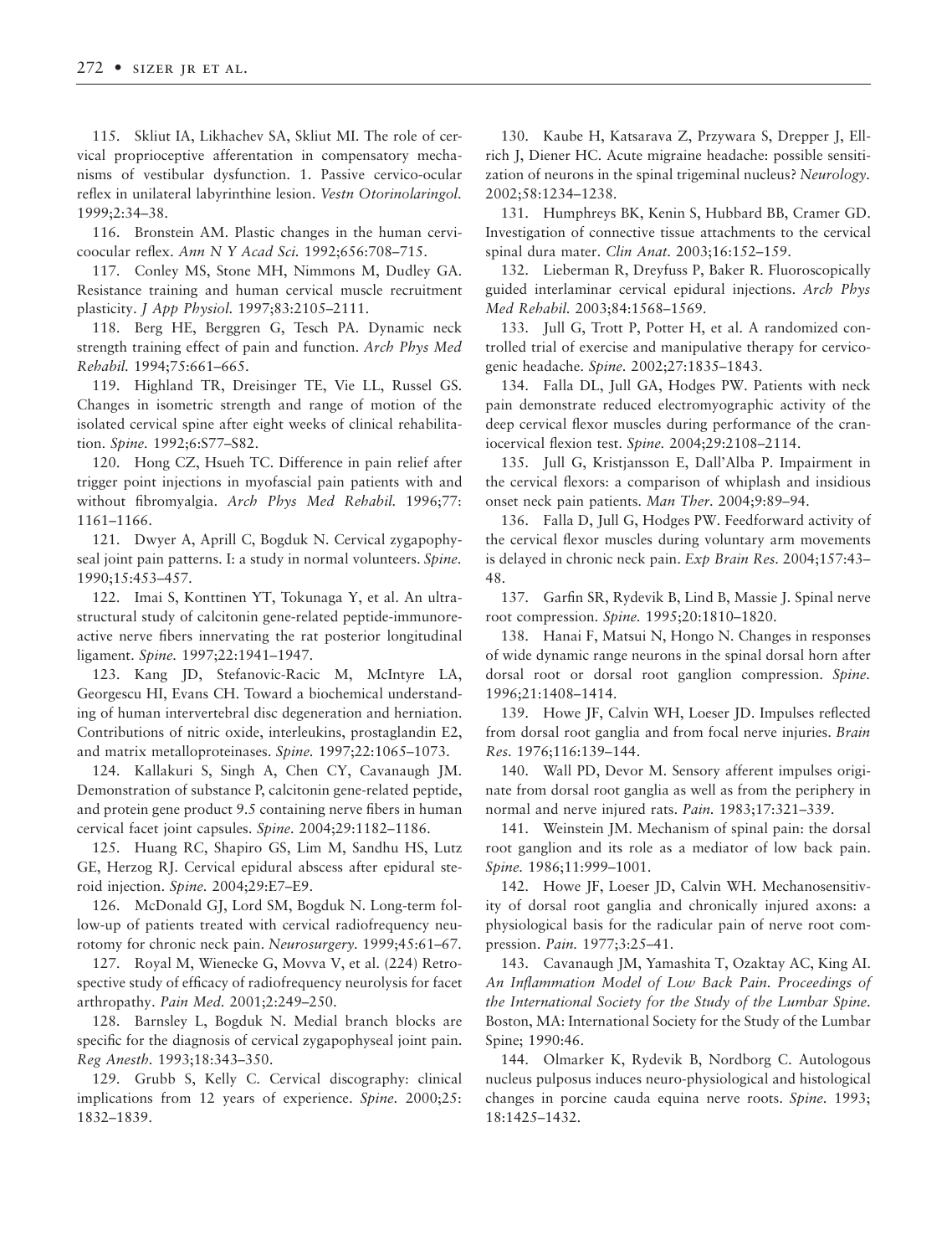115. Skliut IA, Likhachev SA, Skliut MI. The role of cervical proprioceptive afferentation in compensatory mechanisms of vestibular dysfunction. 1. Passive cervico-ocular reflex in unilateral labyrinthine lesion. *Vestn Otorinolaringol.* 1999;2:34–38.

116. Bronstein AM. Plastic changes in the human cervicoocular reflex. *Ann N Y Acad Sci.* 1992;656:708–715.

117. Conley MS, Stone MH, Nimmons M, Dudley GA. Resistance training and human cervical muscle recruitment plasticity. *J App Physiol.* 1997;83:2105–2111.

118. Berg HE, Berggren G, Tesch PA. Dynamic neck strength training effect of pain and function. *Arch Phys Med Rehabil.* 1994;75:661–665.

119. Highland TR, Dreisinger TE, Vie LL, Russel GS. Changes in isometric strength and range of motion of the isolated cervical spine after eight weeks of clinical rehabilitation. *Spine.* 1992;6:S77–S82.

120. Hong CZ, Hsueh TC. Difference in pain relief after trigger point injections in myofascial pain patients with and without fibromyalgia. *Arch Phys Med Rehabil.* 1996;77:1161–1166.

121. Dwyer A, Aprill C, Bogduk N. Cervical zygapophyseal joint pain patterns. I: a study in normal volunteers. *Spine.* 1990;15:453–457.

122. Imai S, Konttinen YT, Tokunaga Y, et al. An ultrastructural study of calcitonin gene-related peptide-immunoreactive nerve fibers innervating the rat posterior longitudinal ligament. *Spine.* 1997;22:1941–1947.

123. Kang JD, Stefanovic-Racic M, McIntyre LA, Georgescu HI, Evans CH. Toward a biochemical understanding of human intervertebral disc degeneration and herniation. Contributions of nitric oxide, interleukins, prostaglandin E2, and matrix metalloproteinases. *Spine.* 1997;22:1065–1073.

124. Kallakuri S, Singh A, Chen CY, Cavanaugh JM. Demonstration of substance P, calcitonin gene-related peptide, and protein gene product 9.5 containing nerve fibers in human cervical facet joint capsules. *Spine.* 2004;29:1182–1186.

125. Huang RC, Shapiro GS, Lim M, Sandhu HS, Lutz GE, Herzog RJ. Cervical epidural abscess after epidural steroid injection. *Spine.* 2004;29:E7–E9.

126. McDonald GJ, Lord SM, Bogduk N. Long-term follow-up of patients treated with cervical radiofrequency neurotomy for chronic neck pain. *Neurosurgery.* 1999;45:61–67.

127. Royal M, Wienecke G, Movva V, et al. (224) Retrospective study of efficacy of radiofrequency neurolysis for facet arthropathy. *Pain Med.* 2001;2:249–250.

128. Barnsley L, Bogduk N. Medial branch blocks are specific for the diagnosis of cervical zygapophyseal joint pain. *Reg Anesth.* 1993;18:343–350.

129. Grubb S, Kelly C. Cervical discography: clinical implications from 12 years of experience. *Spine.* 2000;25:1832–1839.

130. Kaube H, Katsarava Z, Przywara S, Drepper J, Ellrich J, Diener HC. Acute migraine headache: possible sensitization of neurons in the spinal trigeminal nucleus? *Neurology.* 2002;58:1234–1238.

131. Humphreys BK, Kenin S, Hubbard BB, Cramer GD. Investigation of connective tissue attachments to the cervical spinal dura mater. *Clin Anat.* 2003;16:152–159.

132. Lieberman R, Dreyfuss P, Baker R. Fluoroscopically guided interlaminar cervical epidural injections. *Arch Phys Med Rehabil.* 2003;84:1568–1569.

133. Jull G, Trott P, Potter H, et al. A randomized controlled trial of exercise and manipulative therapy for cervicogenic headache. *Spine.* 2002;27:1835–1843.

134. Falla DL, Jull GA, Hodges PW. Patients with neck pain demonstrate reduced electromyographic activity of the deep cervical flexor muscles during performance of the craniocervical flexion test. *Spine.* 2004;29:2108–2114.

135. Jull G, Kristjansson E, Dall'Alba P. Impairment in the cervical flexors: a comparison of whiplash and insidious onset neck pain patients. *Man Ther.* 2004;9:89–94.

136. Falla D, Jull G, Hodges PW. Feedforward activity of the cervical flexor muscles during voluntary arm movements is delayed in chronic neck pain. *Exp Brain Res.* 2004;157:43–48.

137. Garfin SR, Rydevik B, Lind B, Massie J. Spinal nerve root compression. *Spine.* 1995;20:1810–1820.

138. Hanai F, Matsui N, Hongo N. Changes in responses of wide dynamic range neurons in the spinal dorsal horn after dorsal root or dorsal root ganglion compression. *Spine.* 1996;21:1408–1414.

139. Howe JF, Calvin WH, Loeser JD. Impulses reflected from dorsal root ganglia and from focal nerve injuries. *Brain Res.* 1976;116:139–144.

140. Wall PD, Devor M. Sensory afferent impulses originate from dorsal root ganglia as well as from the periphery in normal and nerve injured rats. *Pain.* 1983;17:321–339.

141. Weinstein JM. Mechanism of spinal pain: the dorsal root ganglion and its role as a mediator of low back pain. *Spine.* 1986;11:999–1001.

142. Howe JF, Loeser JD, Calvin WH. Mechanosensitivity of dorsal root ganglia and chronically injured axons: a physiological basis for the radicular pain of nerve root compression. *Pain.* 1977;3:25–41.

143. Cavanaugh JM, Yamashita T, Ozaktay AC, King AI. *An Inflammation Model of Low Back Pain. Proceedings of the International Society for the Study of the Lumbar Spine.* Boston, MA: International Society for the Study of the Lumbar Spine; 1990:46.

144. Olmarker K, Rydevik B, Nordborg C. Autologous nucleus pulposus induces neuro-physiological and histological changes in porcine cauda equina nerve roots. *Spine.* 1993;18:1425–1432.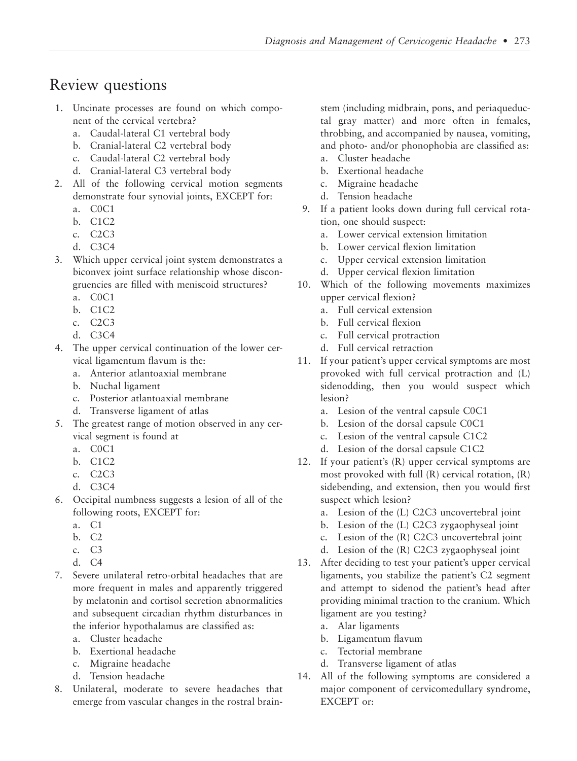## Review questions

1. Uncinate processes are found on which component of the cervical vertebra?
   a. Caudal-lateral C1 vertebral body
   b. Cranial-lateral C2 vertebral body
   c. Caudal-lateral C2 vertebral body
   d. Cranial-lateral C3 vertebral body
2. All of the following cervical motion segments demonstrate four synovial joints, EXCEPT for:
   a. C0C1
   b. C1C2
   c. C2C3
   d. C3C4
3. Which upper cervical joint system demonstrates a biconvex joint surface relationship whose discongruencies are filled with meniscoid structures?
   a. C0C1
   b. C1C2
   c. C2C3
   d. C3C4
4. The upper cervical continuation of the lower cervical ligamentum flavum is the:
   a. Anterior atlantoaxial membrane
   b. Nuchal ligament
   c. Posterior atlantoaxial membrane
   d. Transverse ligament of atlas
5. The greatest range of motion observed in any cervical segment is found at
   a. C0C1
   b. C1C2
   c. C2C3
   d. C3C4
6. Occipital numbness suggests a lesion of all of the following roots, EXCEPT for:
   a. C1
   b. C2
   c. C3
   d. C4
7. Severe unilateral retro-orbital headaches that are more frequent in males and apparently triggered by melatonin and cortisol secretion abnormalities and subsequent circadian rhythm disturbances in the inferior hypothalamus are classified as:
   a. Cluster headache
   b. Exertional headache
   c. Migraine headache
   d. Tension headache
8. Unilateral, moderate to severe headaches that emerge from vascular changes in the rostral brainstem (including midbrain, pons, and periaqueductal gray matter) and more often in females, throbbing, and accompanied by nausea, vomiting, and photo- and/or phonophobia are classified as:
   a. Cluster headache
   b. Exertional headache
   c. Migraine headache
   d. Tension headache
9. If a patient looks down during full cervical rotation, one should suspect:
   a. Lower cervical extension limitation
   b. Lower cervical flexion limitation
   c. Upper cervical extension limitation
   d. Upper cervical flexion limitation
10. Which of the following movements maximizes upper cervical flexion?
    a. Full cervical extension
    b. Full cervical flexion
    c. Full cervical protraction
    d. Full cervical retraction
11. If your patient's upper cervical symptoms are most provoked with full cervical protraction and (L) sidenodding, then you would suspect which lesion?
    a. Lesion of the ventral capsule C0C1
    b. Lesion of the dorsal capsule C0C1
    c. Lesion of the ventral capsule C1C2
    d. Lesion of the dorsal capsule C1C2
12. If your patient's (R) upper cervical symptoms are most provoked with full (R) cervical rotation, (R) sidebending, and extension, then you would first suspect which lesion?
    a. Lesion of the (L) C2C3 uncovertebral joint
    b. Lesion of the (L) C2C3 zygaophyseal joint
    c. Lesion of the (R) C2C3 uncovertebral joint
    d. Lesion of the (R) C2C3 zygaophyseal joint
13. After deciding to test your patient's upper cervical ligaments, you stabilize the patient's C2 segment and attempt to sidenod the patient's head after providing minimal traction to the cranium. Which ligament are you testing?
    a. Alar ligaments
    b. Ligamentum flavum
    c. Tectorial membrane
    d. Transverse ligament of atlas
14. All of the following symptoms are considered a major component of cervicomedullary syndrome, EXCEPT or: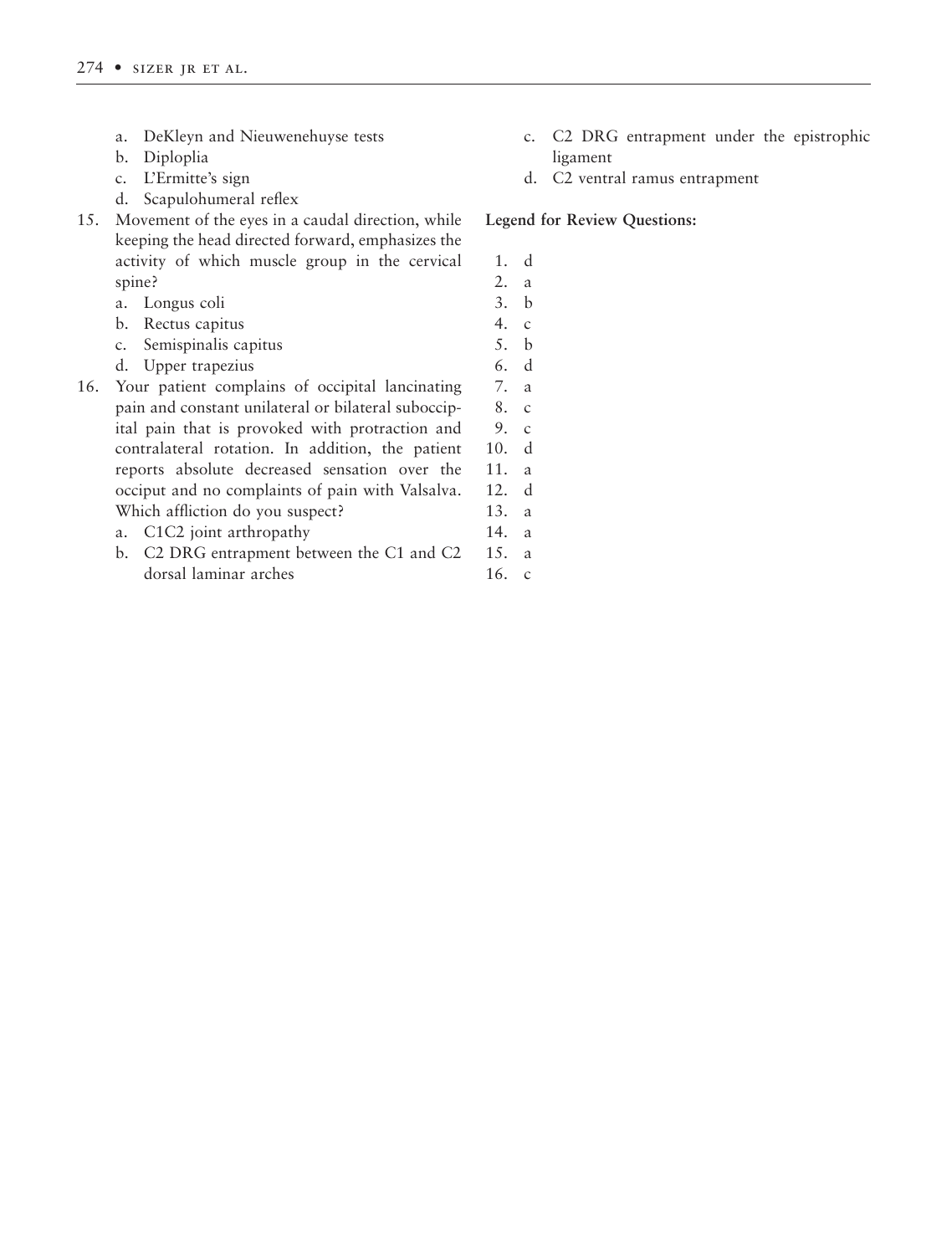a. DeKleyn and Nieuwenehuyse tests
b. Diploplia
c. L'Ermitte's sign
d. Scapulohumeral reflex

15. Movement of the eyes in a caudal direction, while keeping the head directed forward, emphasizes the activity of which muscle group in the cervical spine?
   a. Longus coli
   b. Rectus capitus
   c. Semispinalis capitus
   d. Upper trapezius

16. Your patient complains of occipital lancinating pain and constant unilateral or bilateral suboccipital pain that is provoked with protraction and contralateral rotation. In addition, the patient reports absolute decreased sensation over the occiput and no complaints of pain with Valsalva. Which affliction do you suspect?
   a. C1C2 joint arthropathy
   b. C2 DRG entrapment between the C1 and C2 dorsal laminar arches
   c. C2 DRG entrapment under the epistrophic ligament
   d. C2 ventral ramus entrapment

**Legend for Review Questions:**

1. d
2. a
3. b
4. c
5. b
6. d
7. a
8. c
9. c
10. d
11. a
12. d
13. a
14. a
15. a
16. c